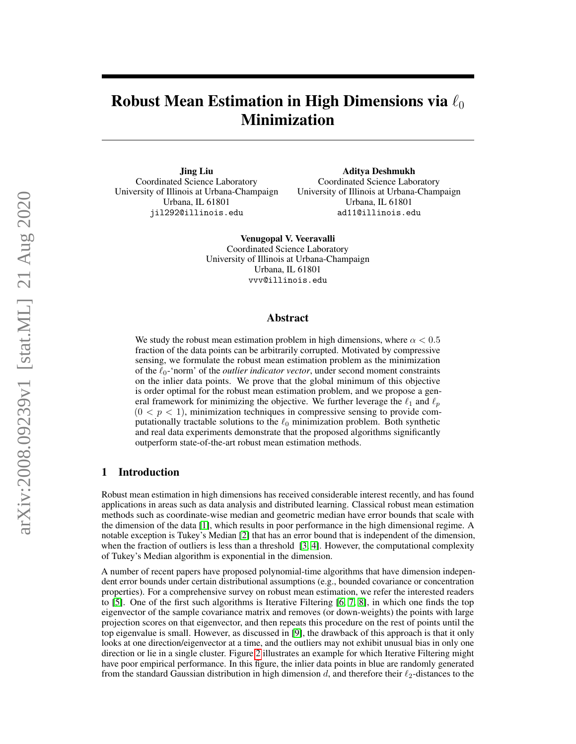# Robust Mean Estimation in High Dimensions via $\ell_0$ Minimization

**Jing Liu**
Coordinated Science Laboratory
University of Illinois at Urbana-Champaign
Urbana, IL 61801
jil292@illinois.edu

**Aditya Deshmukh**
Coordinated Science Laboratory
University of Illinois at Urbana-Champaign
Urbana, IL 61801
ad11@illinois.edu

**Venugopal V. Veeravalli**
Coordinated Science Laboratory
University of Illinois at Urbana-Champaign
Urbana, IL 61801
vvv@illinois.edu

## Abstract

We study the robust mean estimation problem in high dimensions, where $\alpha < 0.5$ fraction of the data points can be arbitrarily corrupted. Motivated by compressive sensing, we formulate the robust mean estimation problem as the minimization of the $\ell_0$-'norm' of the *outlier indicator vector*, under second moment constraints on the inlier data points. We prove that the global minimum of this objective is order optimal for the robust mean estimation problem, and we propose a general framework for minimizing the objective. We further leverage the $\ell_1$ and $\ell_p$ $(0 < p < 1)$, minimization techniques in compressive sensing to provide computationally tractable solutions to the $\ell_0$ minimization problem. Both synthetic and real data experiments demonstrate that the proposed algorithms significantly outperform state-of-the-art robust mean estimation methods.

## 1 Introduction

Robust mean estimation in high dimensions has received considerable interest recently, and has found applications in areas such as data analysis and distributed learning. Classical robust mean estimation methods such as coordinate-wise median and geometric median have error bounds that scale with the dimension of the data [1], which results in poor performance in the high dimensional regime. A notable exception is Tukey's Median [2] that has an error bound that is independent of the dimension, when the fraction of outliers is less than a threshold [3, 4]. However, the computational complexity of Tukey's Median algorithm is exponential in the dimension.

A number of recent papers have proposed polynomial-time algorithms that have dimension independent error bounds under certain distributional assumptions (e.g., bounded covariance or concentration properties). For a comprehensive survey on robust mean estimation, we refer the interested readers to [5]. One of the first such algorithms is Iterative Filtering [6, 7, 8], in which one finds the top eigenvector of the sample covariance matrix and removes (or down-weights) the points with large projection scores on that eigenvector, and then repeats this procedure on the rest of points until the top eigenvalue is small. However, as discussed in [9], the drawback of this approach is that it only looks at one direction/eigenvector at a time, and the outliers may not exhibit unusual bias in only one direction or lie in a single cluster. Figure 2 illustrates an example for which Iterative Filtering might have poor empirical performance. In this figure, the inlier data points in blue are randomly generated from the standard Gaussian distribution in high dimension $d$, and therefore their $\ell_2$-distances to the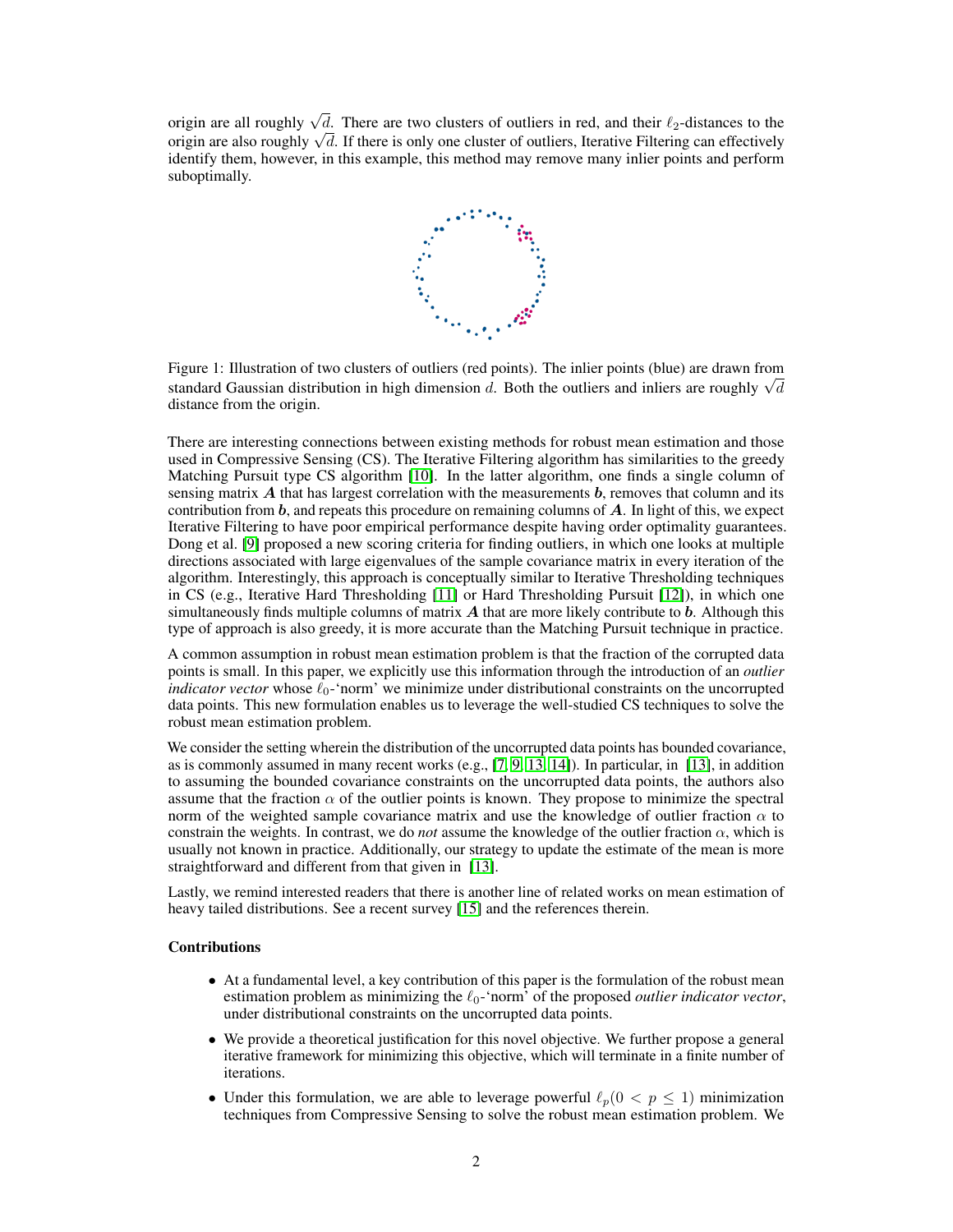origin are all roughly $\sqrt{d}$. There are two clusters of outliers in red, and their $\ell_2$-distances to the origin are also roughly $\sqrt{d}$. If there is only one cluster of outliers, Iterative Filtering can effectively identify them, however, in this example, this method may remove many inlier points and perform suboptimally.

Figure 1: Illustration of two clusters of outliers (red points). The inlier points (blue) are drawn from standard Gaussian distribution in high dimension $d$. Both the outliers and inliers are roughly $\sqrt{d}$ distance from the origin.

There are interesting connections between existing methods for robust mean estimation and those used in Compressive Sensing (CS). The Iterative Filtering algorithm has similarities to the greedy Matching Pursuit type CS algorithm [10]. In the latter algorithm, one finds a single column of sensing matrix $\boldsymbol{A}$ that has largest correlation with the measurements $\boldsymbol{b}$, removes that column and its contribution from $\boldsymbol{b}$, and repeats this procedure on remaining columns of $\boldsymbol{A}$. In light of this, we expect Iterative Filtering to have poor empirical performance despite having order optimality guarantees. Dong et al. [9] proposed a new scoring criteria for finding outliers, in which one looks at multiple directions associated with large eigenvalues of the sample covariance matrix in every iteration of the algorithm. Interestingly, this approach is conceptually similar to Iterative Thresholding techniques in CS (e.g., Iterative Hard Thresholding [11] or Hard Thresholding Pursuit [12]), in which one simultaneously finds multiple columns of matrix $\boldsymbol{A}$ that are more likely contribute to $\boldsymbol{b}$. Although this type of approach is also greedy, it is more accurate than the Matching Pursuit technique in practice.

A common assumption in robust mean estimation problem is that the fraction of the corrupted data points is small. In this paper, we explicitly use this information through the introduction of an *outlier indicator vector* whose $\ell_0$-'norm' we minimize under distributional constraints on the uncorrupted data points. This new formulation enables us to leverage the well-studied CS techniques to solve the robust mean estimation problem.

We consider the setting wherein the distribution of the uncorrupted data points has bounded covariance, as is commonly assumed in many recent works (e.g., [7, 9, 13, 14]). In particular, in [13], in addition to assuming the bounded covariance constraints on the uncorrupted data points, the authors also assume that the fraction $\alpha$ of the outlier points is known. They propose to minimize the spectral norm of the weighted sample covariance matrix and use the knowledge of outlier fraction $\alpha$ to constrain the weights. In contrast, we do *not* assume the knowledge of the outlier fraction $\alpha$, which is usually not known in practice. Additionally, our strategy to update the estimate of the mean is more straightforward and different from that given in [13].

Lastly, we remind interested readers that there is another line of related works on mean estimation of heavy tailed distributions. See a recent survey [15] and the references therein.

**Contributions**

- At a fundamental level, a key contribution of this paper is the formulation of the robust mean estimation problem as minimizing the $\ell_0$-'norm' of the proposed *outlier indicator vector*, under distributional constraints on the uncorrupted data points.
- We provide a theoretical justification for this novel objective. We further propose a general iterative framework for minimizing this objective, which will terminate in a finite number of iterations.
- Under this formulation, we are able to leverage powerful $\ell_p (0 < p \leq 1)$ minimization techniques from Compressive Sensing to solve the robust mean estimation problem. We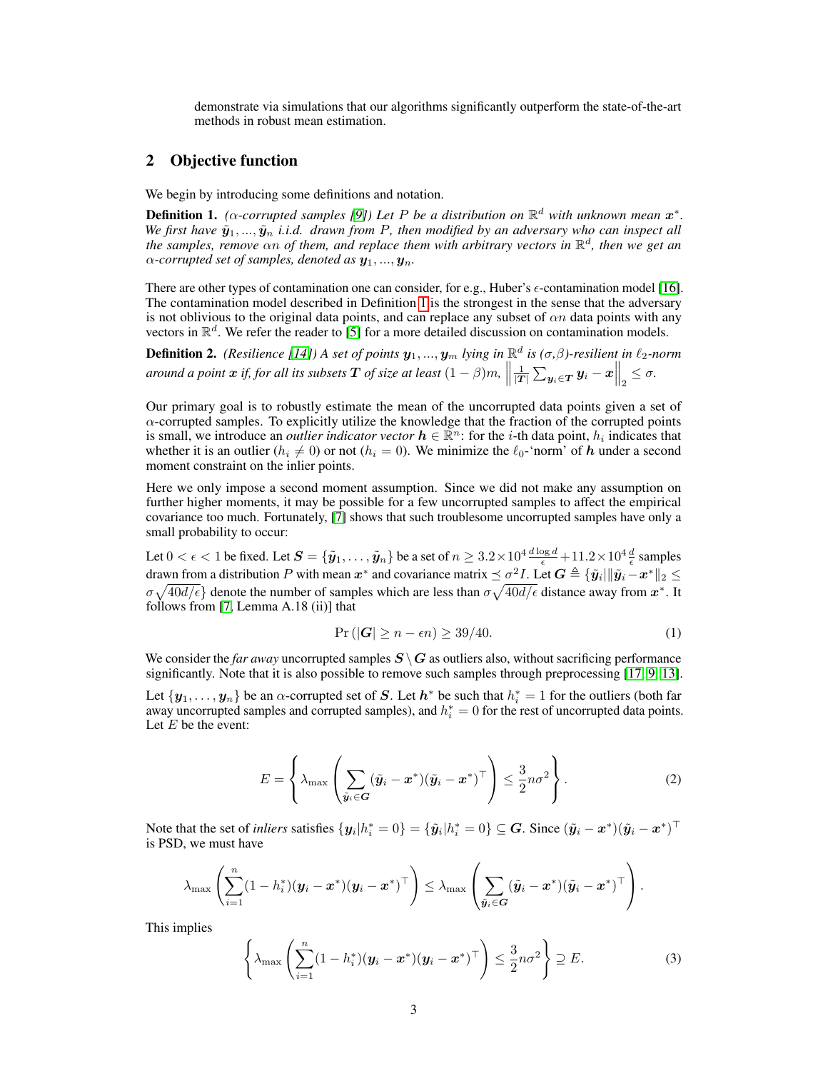demonstrate via simulations that our algorithms significantly outperform the state-of-the-art methods in robust mean estimation.

## 2 Objective function

We begin by introducing some definitions and notation.

**Definition 1.** *($\alpha$-corrupted samples [9]) Let $P$ be a distribution on $\mathbb{R}^d$ with unknown mean $\boldsymbol{x}^*$. We first have $\tilde{\boldsymbol{y}}_1, ..., \tilde{\boldsymbol{y}}_n$ i.i.d. drawn from $P$, then modified by an adversary who can inspect all the samples, remove $\alpha n$ of them, and replace them with arbitrary vectors in $\mathbb{R}^d$, then we get an $\alpha$-corrupted set of samples, denoted as $\boldsymbol{y}_1, ..., \boldsymbol{y}_n$.*

There are other types of contamination one can consider, for e.g., Huber's $\epsilon$-contamination model [16]. The contamination model described in Definition 1 is the strongest in the sense that the adversary is not oblivious to the original data points, and can replace any subset of $\alpha n$ data points with any vectors in $\mathbb{R}^d$. We refer the reader to [5] for a more detailed discussion on contamination models.

**Definition 2.** *(Resilience [14]) A set of points $\boldsymbol{y}_1, ..., \boldsymbol{y}_m$ lying in $\mathbb{R}^d$ is $(\sigma,\beta)$-resilient in $\ell_2$-norm around a point $\boldsymbol{x}$ if, for all its subsets $\boldsymbol{T}$ of size at least $(1-\beta)m$, $\left\|\frac{1}{|\boldsymbol{T}|}\sum_{\boldsymbol{y}_i \in \boldsymbol{T}} \boldsymbol{y}_i - \boldsymbol{x}\right\|_2 \leq \sigma$.*

Our primary goal is to robustly estimate the mean of the uncorrupted data points given a set of $\alpha$-corrupted samples. To explicitly utilize the knowledge that the fraction of the corrupted points is small, we introduce an *outlier indicator vector* $\boldsymbol{h} \in \mathbb{R}^n$: for the $i$-th data point, $h_i$ indicates that whether it is an outlier ($h_i \neq 0$) or not ($h_i = 0$). We minimize the $\ell_0$-'norm' of $\boldsymbol{h}$ under a second moment constraint on the inlier points.

Here we only impose a second moment assumption. Since we did not make any assumption on further higher moments, it may be possible for a few uncorrupted samples to affect the empirical covariance too much. Fortunately, [7] shows that such troublesome uncorrupted samples have only a small probability to occur:

Let $0 < \epsilon < 1$ be fixed. Let $\boldsymbol{S} = \{\tilde{\boldsymbol{y}}_1, \ldots, \tilde{\boldsymbol{y}}_n\}$ be a set of $n \geq 3.2 \times 10^4 \frac{d \log d}{\epsilon} + 11.2 \times 10^4 \frac{d}{\epsilon}$ samples drawn from a distribution $P$ with mean $\boldsymbol{x}^*$ and covariance matrix $\preceq \sigma^2 I$. Let $\boldsymbol{G} \triangleq \{\tilde{\boldsymbol{y}}_i | \|\tilde{\boldsymbol{y}}_i - \boldsymbol{x}^*\|_2 \leq \sigma\sqrt{40d/\epsilon}\}$ denote the number of samples which are less than $\sigma\sqrt{40d/\epsilon}$ distance away from $\boldsymbol{x}^*$. It follows from [7, Lemma A.18 (ii)] that

$$\Pr\left(|\boldsymbol{G}| \geq n - \epsilon n\right) \geq 39/40. \tag{1}$$

We consider the *far away* uncorrupted samples $\boldsymbol{S} \setminus \boldsymbol{G}$ as outliers also, without sacrificing performance significantly. Note that it is also possible to remove such samples through preprocessing [17, 9, 13].

Let $\{\boldsymbol{y}_1, \ldots, \boldsymbol{y}_n\}$ be an $\alpha$-corrupted set of $\boldsymbol{S}$. Let $\boldsymbol{h}^*$ be such that $h_i^* = 1$ for the outliers (both far away uncorrupted samples and corrupted samples), and $h_i^* = 0$ for the rest of uncorrupted data points. Let $E$ be the event:

$$E = \left\{ \lambda_{\max}\left( \sum_{\tilde{\boldsymbol{y}}_i \in \boldsymbol{G}} (\tilde{\boldsymbol{y}}_i - \boldsymbol{x}^*)(\tilde{\boldsymbol{y}}_i - \boldsymbol{x}^*)^\top \right) \leq \frac{3}{2} n\sigma^2 \right\}. \tag{2}$$

Note that the set of *inliers* satisfies $\{\boldsymbol{y}_i | h_i^* = 0\} = \{\tilde{\boldsymbol{y}}_i | h_i^* = 0\} \subseteq \boldsymbol{G}$. Since $(\tilde{\boldsymbol{y}}_i - \boldsymbol{x}^*)(\tilde{\boldsymbol{y}}_i - \boldsymbol{x}^*)^\top$ is PSD, we must have

$$\lambda_{\max}\left( \sum_{i=1}^n (1 - h_i^*)(\boldsymbol{y}_i - \boldsymbol{x}^*)(\boldsymbol{y}_i - \boldsymbol{x}^*)^\top \right) \leq \lambda_{\max}\left( \sum_{\tilde{\boldsymbol{y}}_i \in \boldsymbol{G}} (\tilde{\boldsymbol{y}}_i - \boldsymbol{x}^*)(\tilde{\boldsymbol{y}}_i - \boldsymbol{x}^*)^\top \right).$$

This implies

$$\left\{ \lambda_{\max}\left( \sum_{i=1}^n (1 - h_i^*)(\boldsymbol{y}_i - \boldsymbol{x}^*)(\boldsymbol{y}_i - \boldsymbol{x}^*)^\top \right) \leq \frac{3}{2} n\sigma^2 \right\} \supseteq E. \tag{3}$$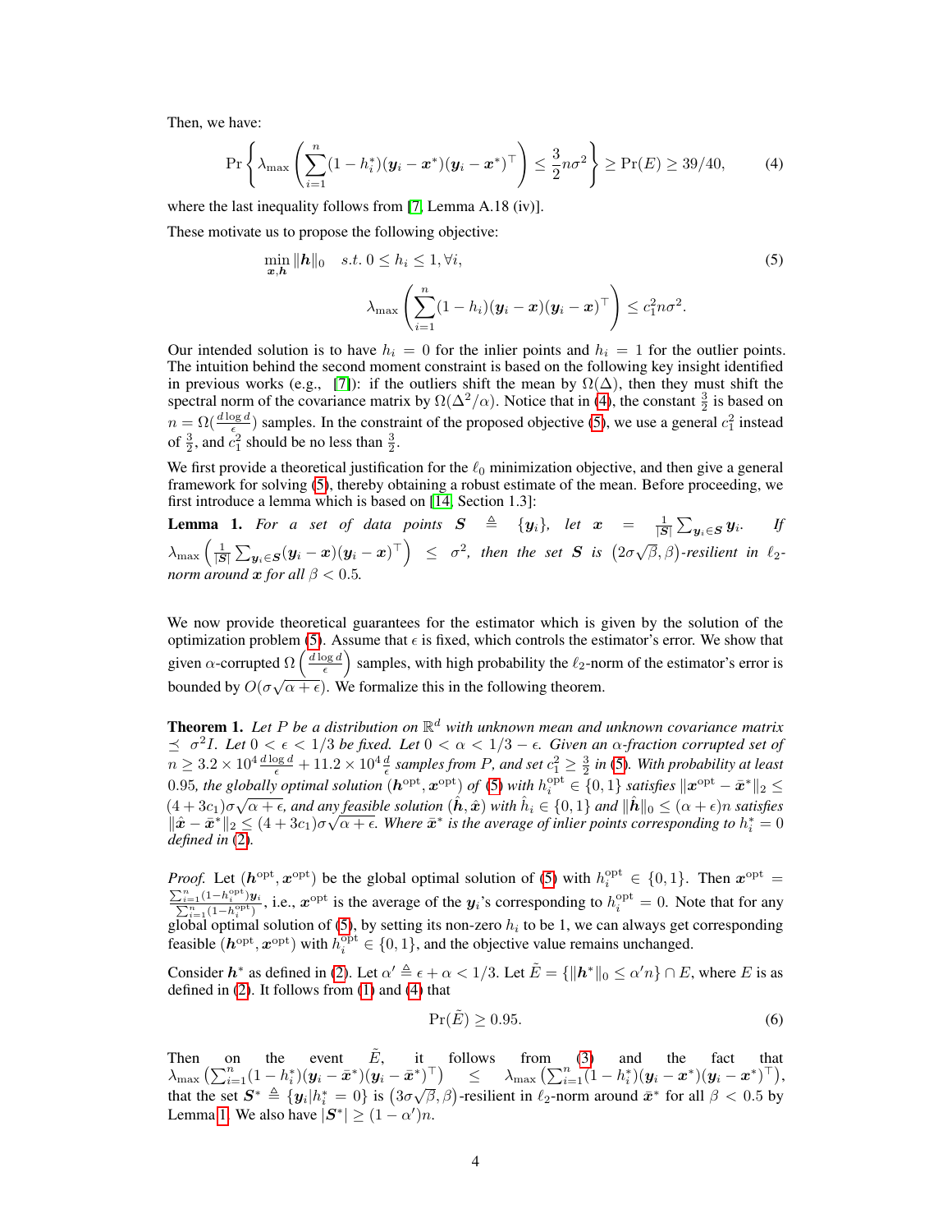Then, we have:

$$\Pr\left\{\lambda_{\max}\left(\sum_{i=1}^{n}(1-h_i^*)(\boldsymbol{y}_i-\boldsymbol{x}^*)(\boldsymbol{y}_i-\boldsymbol{x}^*)^\top\right) \le \frac{3}{2}n\sigma^2\right\} \ge \Pr(E) \ge 39/40, \tag{4}$$

where the last inequality follows from [7, Lemma A.18 (iv)].

These motivate us to propose the following objective:

$$\min_{\boldsymbol{x},\boldsymbol{h}} \|\boldsymbol{h}\|_0 \quad s.t.\ 0 \le h_i \le 1, \forall i, \tag{5}$$
$$\lambda_{\max}\left(\sum_{i=1}^{n}(1-h_i)(\boldsymbol{y}_i-\boldsymbol{x})(\boldsymbol{y}_i-\boldsymbol{x})^\top\right) \le c_1^2 n\sigma^2.$$

Our intended solution is to have $h_i = 0$ for the inlier points and $h_i = 1$ for the outlier points. The intuition behind the second moment constraint is based on the following key insight identified in previous works (e.g., [7]): if the outliers shift the mean by $\Omega(\Delta)$, then they must shift the spectral norm of the covariance matrix by $\Omega(\Delta^2/\alpha)$. Notice that in (4), the constant $\frac{3}{2}$ is based on $n = \Omega(\frac{d\log d}{\epsilon})$ samples. In the constraint of the proposed objective (5), we use a general $c_1^2$ instead of $\frac{3}{2}$, and $c_1^2$ should be no less than $\frac{3}{2}$.

We first provide a theoretical justification for the $\ell_0$ minimization objective, and then give a general framework for solving (5), thereby obtaining a robust estimate of the mean. Before proceeding, we first introduce a lemma which is based on [14, Section 1.3]:

**Lemma 1.** *For a set of data points $\boldsymbol{S} \triangleq \{\boldsymbol{y}_i\}$, let $\boldsymbol{x} = \frac{1}{|\boldsymbol{S}|}\sum_{\boldsymbol{y}_i\in\boldsymbol{S}}\boldsymbol{y}_i$. If $\lambda_{\max}\left(\frac{1}{|\boldsymbol{S}|}\sum_{\boldsymbol{y}_i\in\boldsymbol{S}}(\boldsymbol{y}_i-\boldsymbol{x})(\boldsymbol{y}_i-\boldsymbol{x})^\top\right) \le \sigma^2$, then the set $\boldsymbol{S}$ is $\left(2\sigma\sqrt{\beta},\beta\right)$-resilient in $\ell_2$-norm around $\boldsymbol{x}$ for all $\beta < 0.5$.*

We now provide theoretical guarantees for the estimator which is given by the solution of the optimization problem (5). Assume that $\epsilon$ is fixed, which controls the estimator's error. We show that given $\alpha$-corrupted $\Omega\left(\frac{d\log d}{\epsilon}\right)$ samples, with high probability the $\ell_2$-norm of the estimator's error is bounded by $O(\sigma\sqrt{\alpha+\epsilon})$. We formalize this in the following theorem.

**Theorem 1.** *Let $P$ be a distribution on $\mathbb{R}^d$ with unknown mean and unknown covariance matrix $\preceq \sigma^2 I$. Let $0 < \epsilon < 1/3$ be fixed. Let $0 < \alpha < 1/3 - \epsilon$. Given an $\alpha$-fraction corrupted set of $n \ge 3.2\times 10^4 \frac{d\log d}{\epsilon} + 11.2\times 10^4 \frac{d}{\epsilon}$ samples from $P$, and set $c_1^2 \ge \frac{3}{2}$ in (5). With probability at least 0.95, the globally optimal solution $(\boldsymbol{h}^{\text{opt}}, \boldsymbol{x}^{\text{opt}})$ of (5) with $h_i^{\text{opt}} \in \{0,1\}$ satisfies $\|\boldsymbol{x}^{\text{opt}} - \bar{\boldsymbol{x}}^*\|_2 \le (4+3c_1)\sigma\sqrt{\alpha+\epsilon}$, and any feasible solution $(\hat{\boldsymbol{h}}, \hat{\boldsymbol{x}})$ with $\hat{h}_i \in \{0,1\}$ and $\|\hat{\boldsymbol{h}}\|_0 \le (\alpha+\epsilon)n$ satisfies $\|\hat{\boldsymbol{x}} - \bar{\boldsymbol{x}}^*\|_2 \le (4+3c_1)\sigma\sqrt{\alpha+\epsilon}$. Where $\bar{\boldsymbol{x}}^*$ is the average of inlier points corresponding to $h_i^* = 0$ defined in (2).*

*Proof.* Let $(\boldsymbol{h}^{\text{opt}}, \boldsymbol{x}^{\text{opt}})$ be the global optimal solution of (5) with $h_i^{\text{opt}} \in \{0,1\}$. Then $\boldsymbol{x}^{\text{opt}} = \frac{\sum_{i=1}^n(1-h_i^{\text{opt}})\boldsymbol{y}_i}{\sum_{i=1}^n(1-h_i^{\text{opt}})}$, i.e., $\boldsymbol{x}^{\text{opt}}$ is the average of the $\boldsymbol{y}_i$'s corresponding to $h_i^{\text{opt}} = 0$. Note that for any global optimal solution of (5), by setting its non-zero $h_i$ to be 1, we can always get corresponding feasible $(\boldsymbol{h}^{\text{opt}}, \boldsymbol{x}^{\text{opt}})$ with $h_i^{\text{opt}} \in \{0,1\}$, and the objective value remains unchanged.

Consider $\boldsymbol{h}^*$ as defined in (2). Let $\alpha' \triangleq \epsilon + \alpha < 1/3$. Let $\tilde{E} = \{\|\boldsymbol{h}^*\|_0 \le \alpha' n\} \cap E$, where $E$ is as defined in (2). It follows from (1) and (4) that

$$\Pr(\tilde{E}) \ge 0.95. \tag{6}$$

Then on the event $\tilde{E}$, it follows from (3) and the fact that $\lambda_{\max}\left(\sum_{i=1}^n(1-h_i^*)(\boldsymbol{y}_i-\bar{\boldsymbol{x}}^*)(\boldsymbol{y}_i-\bar{\boldsymbol{x}}^*)^\top\right) \le \lambda_{\max}\left(\sum_{i=1}^n(1-h_i^*)(\boldsymbol{y}_i-\boldsymbol{x}^*)(\boldsymbol{y}_i-\boldsymbol{x}^*)^\top\right)$, that the set $\boldsymbol{S}^* \triangleq \{\boldsymbol{y}_i | h_i^* = 0\}$ is $\left(3\sigma\sqrt{\beta},\beta\right)$-resilient in $\ell_2$-norm around $\bar{\boldsymbol{x}}^*$ for all $\beta < 0.5$ by Lemma 1. We also have $|\boldsymbol{S}^*| \ge (1-\alpha')n$.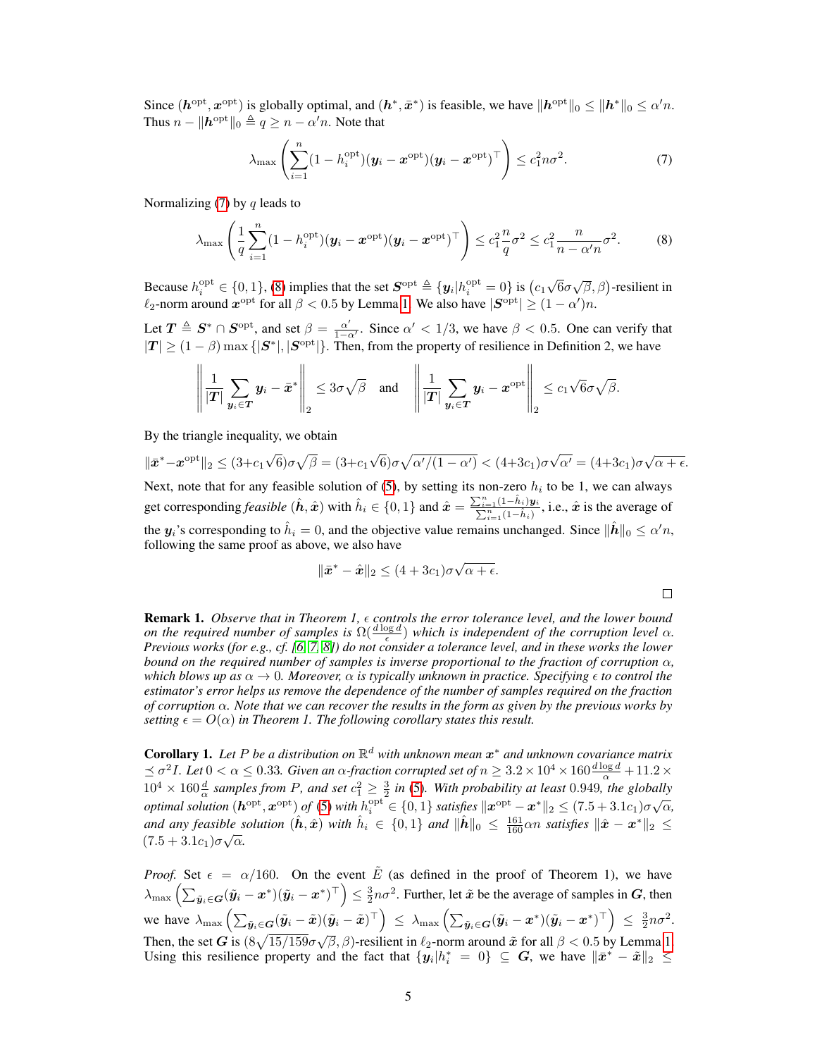Since $(\boldsymbol{h}^{\text{opt}}, \boldsymbol{x}^{\text{opt}})$ is globally optimal, and $(\boldsymbol{h}^{*}, \bar{\boldsymbol{x}}^{*})$ is feasible, we have $\|\boldsymbol{h}^{\text{opt}}\|_0 \leq \|\boldsymbol{h}^{*}\|_0 \leq \alpha' n$. Thus $n - \|\boldsymbol{h}^{\text{opt}}\|_0 \triangleq q \geq n - \alpha' n$. Note that

$$\lambda_{\max}\left(\sum_{i=1}^{n}(1-h_i^{\text{opt}})(\boldsymbol{y}_i - \boldsymbol{x}^{\text{opt}})(\boldsymbol{y}_i - \boldsymbol{x}^{\text{opt}})^\top\right) \leq c_1^2 n\sigma^2. \tag{7}$$

Normalizing (7) by $q$ leads to

$$\lambda_{\max}\left(\frac{1}{q}\sum_{i=1}^{n}(1-h_i^{\text{opt}})(\boldsymbol{y}_i - \boldsymbol{x}^{\text{opt}})(\boldsymbol{y}_i - \boldsymbol{x}^{\text{opt}})^\top\right) \leq c_1^2 \frac{n}{q}\sigma^2 \leq c_1^2 \frac{n}{n-\alpha' n}\sigma^2. \tag{8}$$

Because $h_i^{\text{opt}} \in \{0,1\}$, (8) implies that the set $\boldsymbol{S}^{\text{opt}} \triangleq \{\boldsymbol{y}_i | h_i^{\text{opt}} = 0\}$ is $\left(c_1\sqrt{6}\sigma\sqrt{\beta}, \beta\right)$-resilient in $\ell_2$-norm around $\boldsymbol{x}^{\text{opt}}$ for all $\beta < 0.5$ by Lemma 1. We also have $|\boldsymbol{S}^{\text{opt}}| \geq (1-\alpha')n$.

Let $\boldsymbol{T} \triangleq \boldsymbol{S}^{*} \cap \boldsymbol{S}^{\text{opt}}$, and set $\beta = \frac{\alpha'}{1-\alpha'}$. Since $\alpha' < 1/3$, we have $\beta < 0.5$. One can verify that $|\boldsymbol{T}| \geq (1-\beta)\max\{|\boldsymbol{S}^{*}|, |\boldsymbol{S}^{\text{opt}}|\}$. Then, from the property of resilience in Definition 2, we have

$$\left\|\frac{1}{|\boldsymbol{T}|}\sum_{\boldsymbol{y}_i \in \boldsymbol{T}} \boldsymbol{y}_i - \bar{\boldsymbol{x}}^{*}\right\|_2 \leq 3\sigma\sqrt{\beta} \quad \text{and} \quad \left\|\frac{1}{|\boldsymbol{T}|}\sum_{\boldsymbol{y}_i \in \boldsymbol{T}} \boldsymbol{y}_i - \boldsymbol{x}^{\text{opt}}\right\|_2 \leq c_1\sqrt{6}\sigma\sqrt{\beta}.$$

By the triangle inequality, we obtain

$$\|\bar{\boldsymbol{x}}^{*} - \boldsymbol{x}^{\text{opt}}\|_2 \leq (3+c_1\sqrt{6})\sigma\sqrt{\beta} = (3+c_1\sqrt{6})\sigma\sqrt{\alpha'/(1-\alpha')} < (4+3c_1)\sigma\sqrt{\alpha'} = (4+3c_1)\sigma\sqrt{\alpha+\epsilon}.$$

Next, note that for any feasible solution of (5), by setting its non-zero $h_i$ to be 1, we can always get corresponding *feasible* $(\hat{\boldsymbol{h}}, \hat{\boldsymbol{x}})$ with $\hat{h}_i \in \{0,1\}$ and $\hat{\boldsymbol{x}} = \frac{\sum_{i=1}^{n}(1-\hat{h}_i)\boldsymbol{y}_i}{\sum_{i=1}^{n}(1-\hat{h}_i)}$, i.e., $\hat{\boldsymbol{x}}$ is the average of the $\boldsymbol{y}_i$'s corresponding to $\hat{h}_i = 0$, and the objective value remains unchanged. Since $\|\hat{\boldsymbol{h}}\|_0 \leq \alpha' n$, following the same proof as above, we also have

$$\|\bar{\boldsymbol{x}}^{*} - \hat{\boldsymbol{x}}\|_2 \leq (4+3c_1)\sigma\sqrt{\alpha+\epsilon}.$$

□

**Remark 1.** *Observe that in Theorem 1, $\epsilon$ controls the error tolerance level, and the lower bound on the required number of samples is $\Omega(\frac{d\log d}{\epsilon})$ which is independent of the corruption level $\alpha$. Previous works (for e.g., cf. [6, 7, 8]) do not consider a tolerance level, and in these works the lower bound on the required number of samples is inverse proportional to the fraction of corruption $\alpha$, which blows up as $\alpha \to 0$. Moreover, $\alpha$ is typically unknown in practice. Specifying $\epsilon$ to control the estimator's error helps us remove the dependence of the number of samples required on the fraction of corruption $\alpha$. Note that we can recover the results in the form as given by the previous works by setting $\epsilon = O(\alpha)$ in Theorem 1. The following corollary states this result.*

**Corollary 1.** *Let $P$ be a distribution on $\mathbb{R}^d$ with unknown mean $\boldsymbol{x}^{*}$ and unknown covariance matrix $\preceq \sigma^2 I$. Let $0 < \alpha \leq 0.33$. Given an $\alpha$-fraction corrupted set of $n \geq 3.2 \times 10^4 \times 160\frac{d\log d}{\alpha} + 11.2 \times 10^4 \times 160\frac{d}{\alpha}$ samples from $P$, and set $c_1^2 \geq \frac{3}{2}$ in (5). With probability at least 0.949, the globally optimal solution $(\boldsymbol{h}^{\text{opt}}, \boldsymbol{x}^{\text{opt}})$ of (5) with $h_i^{\text{opt}} \in \{0,1\}$ satisfies $\|\boldsymbol{x}^{\text{opt}} - \boldsymbol{x}^{*}\|_2 \leq (7.5+3.1c_1)\sigma\sqrt{\alpha}$, and any feasible solution $(\hat{\boldsymbol{h}}, \hat{\boldsymbol{x}})$ with $\hat{h}_i \in \{0,1\}$ and $\|\hat{\boldsymbol{h}}\|_0 \leq \frac{161}{160}\alpha n$ satisfies $\|\hat{\boldsymbol{x}} - \boldsymbol{x}^{*}\|_2 \leq (7.5+3.1c_1)\sigma\sqrt{\alpha}$.*

*Proof.* Set $\epsilon = \alpha/160$. On the event $\tilde{E}$ (as defined in the proof of Theorem 1), we have $\lambda_{\max}\left(\sum_{\tilde{\boldsymbol{y}}_i \in \boldsymbol{G}}(\tilde{\boldsymbol{y}}_i - \boldsymbol{x}^{*})(\tilde{\boldsymbol{y}}_i - \boldsymbol{x}^{*})^\top\right) \leq \frac{3}{2}n\sigma^2$. Further, let $\tilde{\boldsymbol{x}}$ be the average of samples in $\boldsymbol{G}$, then we have $\lambda_{\max}\left(\sum_{\tilde{\boldsymbol{y}}_i \in \boldsymbol{G}}(\tilde{\boldsymbol{y}}_i - \tilde{\boldsymbol{x}})(\tilde{\boldsymbol{y}}_i - \tilde{\boldsymbol{x}})^\top\right) \leq \lambda_{\max}\left(\sum_{\tilde{\boldsymbol{y}}_i \in \boldsymbol{G}}(\tilde{\boldsymbol{y}}_i - \boldsymbol{x}^{*})(\tilde{\boldsymbol{y}}_i - \boldsymbol{x}^{*})^\top\right) \leq \frac{3}{2}n\sigma^2$. Then, the set $\boldsymbol{G}$ is $(8\sqrt{15/159}\sigma\sqrt{\beta}, \beta)$-resilient in $\ell_2$-norm around $\tilde{\boldsymbol{x}}$ for all $\beta < 0.5$ by Lemma 1. Using this resilience property and the fact that $\{\boldsymbol{y}_i | h_i^{*} = 0\} \subseteq \boldsymbol{G}$, we have $\|\bar{\boldsymbol{x}}^{*} - \tilde{\boldsymbol{x}}\|_2 \leq$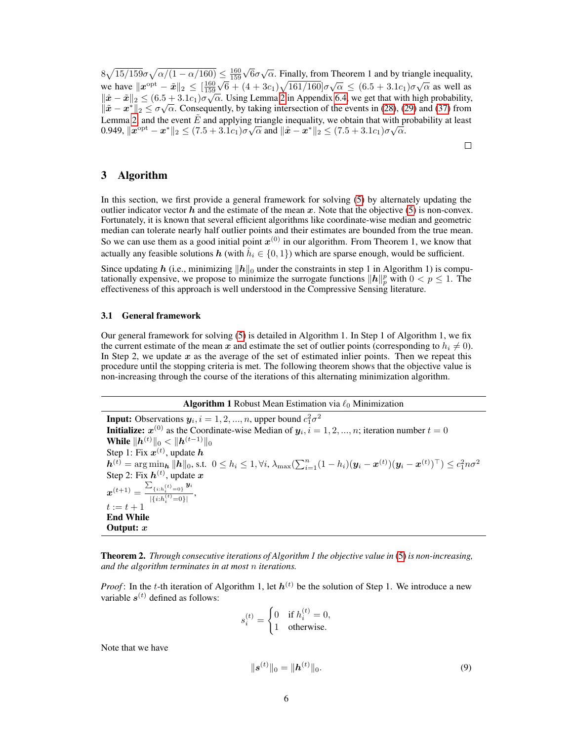$8\sqrt{15/159}\sigma\sqrt{\alpha/(1-\alpha/160)} \leq \frac{160}{159}\sqrt{6}\sigma\sqrt{\alpha}$. Finally, from Theorem 1 and by triangle inequality, we have $\|\boldsymbol{x}^{\text{opt}} - \tilde{\boldsymbol{x}}\|_2 \leq [\frac{160}{159}\sqrt{6} + (4+3c_1)\sqrt{161/160}]\sigma\sqrt{\alpha} \leq (6.5+3.1c_1)\sigma\sqrt{\alpha}$ as well as $\|\hat{\boldsymbol{x}} - \tilde{\boldsymbol{x}}\|_2 \leq (6.5+3.1c_1)\sigma\sqrt{\alpha}$. Using Lemma 2 in Appendix 6.4, we get that with high probability, $\|\tilde{\boldsymbol{x}} - \boldsymbol{x}^*\|_2 \leq \sigma\sqrt{\alpha}$. Consequently, by taking intersection of the events in (28), (29) and (37) from Lemma 2 and the event $\tilde{E}$ and applying triangle inequality, we obtain that with probability at least 0.949, $\|\boldsymbol{x}^{\text{opt}} - \boldsymbol{x}^*\|_2 \leq (7.5+3.1c_1)\sigma\sqrt{\alpha}$ and $\|\hat{\boldsymbol{x}} - \boldsymbol{x}^*\|_2 \leq (7.5+3.1c_1)\sigma\sqrt{\alpha}$.

□

## 3 Algorithm

In this section, we first provide a general framework for solving (5) by alternately updating the outlier indicator vector $\boldsymbol{h}$ and the estimate of the mean $\boldsymbol{x}$. Note that the objective (5) is non-convex. Fortunately, it is known that several efficient algorithms like coordinate-wise median and geometric median can tolerate nearly half outlier points and their estimates are bounded from the true mean. So we can use them as a good initial point $\boldsymbol{x}^{(0)}$ in our algorithm. From Theorem 1, we know that actually any feasible solutions $\boldsymbol{h}$ (with $\hat{h}_i \in \{0,1\}$) which are sparse enough, would be sufficient.

Since updating $\boldsymbol{h}$ (i.e., minimizing $\|\boldsymbol{h}\|_0$ under the constraints in step 1 in Algorithm 1) is computationally expensive, we propose to minimize the surrogate functions $\|\boldsymbol{h}\|_p^p$ with $0 < p \leq 1$. The effectiveness of this approach is well understood in the Compressive Sensing literature.

### 3.1 General framework

Our general framework for solving (5) is detailed in Algorithm 1. In Step 1 of Algorithm 1, we fix the current estimate of the mean $\boldsymbol{x}$ and estimate the set of outlier points (corresponding to $h_i \neq 0$). In Step 2, we update $\boldsymbol{x}$ as the average of the set of estimated inlier points. Then we repeat this procedure until the stopping criteria is met. The following theorem shows that the objective value is non-increasing through the course of the iterations of this alternating minimization algorithm.

**Algorithm 1** Robust Mean Estimation via $\ell_0$ Minimization

**Input:** Observations $\boldsymbol{y}_i, i = 1,2,...,n$, upper bound $c_1^2\sigma^2$
**Initialize:** $\boldsymbol{x}^{(0)}$ as the Coordinate-wise Median of $\boldsymbol{y}_i, i = 1,2,...,n$; iteration number $t = 0$
**While** $\|\boldsymbol{h}^{(t)}\|_0 < \|\boldsymbol{h}^{(t-1)}\|_0$
Step 1: Fix $\boldsymbol{x}^{(t)}$, update $\boldsymbol{h}$
$\boldsymbol{h}^{(t)} = \arg\min_{\boldsymbol{h}} \|\boldsymbol{h}\|_0$, s.t. $0 \leq h_i \leq 1, \forall i, \lambda_{\max}(\sum_{i=1}^n (1-h_i)(\boldsymbol{y}_i - \boldsymbol{x}^{(t)})(\boldsymbol{y}_i - \boldsymbol{x}^{(t)})^\top) \leq c_1^2 n\sigma^2$
Step 2: Fix $\boldsymbol{h}^{(t)}$, update $\boldsymbol{x}$
$\boldsymbol{x}^{(t+1)} = \frac{\sum_{\{i:h_i^{(t)}=0\}} \boldsymbol{y}_i}{|\{i:h_i^{(t)}=0\}|}$,
$t := t+1$
**End While**
**Output:** $\boldsymbol{x}$

**Theorem 2.** *Through consecutive iterations of Algorithm 1 the objective value in (5) is non-increasing, and the algorithm terminates in at most $n$ iterations.*

*Proof*: In the $t$-th iteration of Algorithm 1, let $\boldsymbol{h}^{(t)}$ be the solution of Step 1. We introduce a new variable $\boldsymbol{s}^{(t)}$ defined as follows:

$$s_i^{(t)} = \begin{cases} 0 & \text{if } h_i^{(t)} = 0, \\ 1 & \text{otherwise.} \end{cases}$$

Note that we have

$$\|\boldsymbol{s}^{(t)}\|_0 = \|\boldsymbol{h}^{(t)}\|_0. \tag{9}$$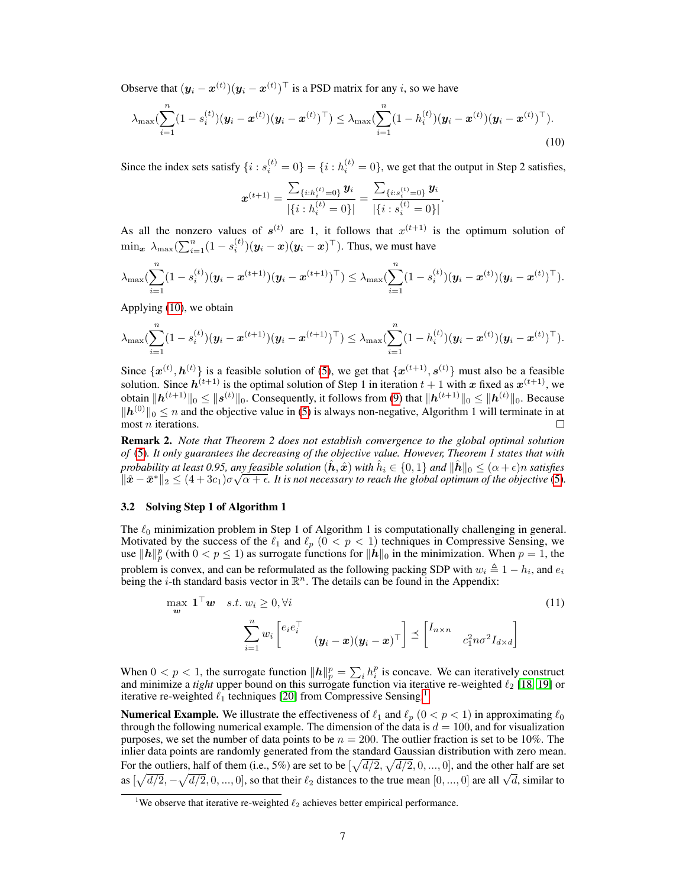Observe that $(\boldsymbol{y}_i - \boldsymbol{x}^{(t)})(\boldsymbol{y}_i - \boldsymbol{x}^{(t)})^\top$ is a PSD matrix for any $i$, so we have

$$\lambda_{\max}(\sum_{i=1}^{n}(1-s_i^{(t)})(\boldsymbol{y}_i - \boldsymbol{x}^{(t)})(\boldsymbol{y}_i - \boldsymbol{x}^{(t)})^\top) \le \lambda_{\max}(\sum_{i=1}^{n}(1-h_i^{(t)})(\boldsymbol{y}_i - \boldsymbol{x}^{(t)})(\boldsymbol{y}_i - \boldsymbol{x}^{(t)})^\top). \tag{10}$$

Since the index sets satisfy $\{i : s_i^{(t)} = 0\} = \{i : h_i^{(t)} = 0\}$, we get that the output in Step 2 satisfies,

$$\boldsymbol{x}^{(t+1)} = \frac{\sum_{\{i:h_i^{(t)}=0\}} \boldsymbol{y}_i}{|\{i : h_i^{(t)} = 0\}|} = \frac{\sum_{\{i:s_i^{(t)}=0\}} \boldsymbol{y}_i}{|\{i : s_i^{(t)} = 0\}|}.$$

As all the nonzero values of $\boldsymbol{s}^{(t)}$ are 1, it follows that $x^{(t+1)}$ is the optimum solution of $\min_{\boldsymbol{x}} \ \lambda_{\max}(\sum_{i=1}^{n}(1-s_i^{(t)})(\boldsymbol{y}_i - \boldsymbol{x})(\boldsymbol{y}_i - \boldsymbol{x})^\top)$. Thus, we must have

$$\lambda_{\max}(\sum_{i=1}^{n}(1-s_i^{(t)})(\boldsymbol{y}_i - \boldsymbol{x}^{(t+1)})(\boldsymbol{y}_i - \boldsymbol{x}^{(t+1)})^\top) \le \lambda_{\max}(\sum_{i=1}^{n}(1-s_i^{(t)})(\boldsymbol{y}_i - \boldsymbol{x}^{(t)})(\boldsymbol{y}_i - \boldsymbol{x}^{(t)})^\top).$$

Applying (10), we obtain

$$\lambda_{\max}(\sum_{i=1}^{n}(1-s_i^{(t)})(\boldsymbol{y}_i - \boldsymbol{x}^{(t+1)})(\boldsymbol{y}_i - \boldsymbol{x}^{(t+1)})^\top) \le \lambda_{\max}(\sum_{i=1}^{n}(1-h_i^{(t)})(\boldsymbol{y}_i - \boldsymbol{x}^{(t)})(\boldsymbol{y}_i - \boldsymbol{x}^{(t)})^\top).$$

Since $\{\boldsymbol{x}^{(t)}, \boldsymbol{h}^{(t)}\}$ is a feasible solution of (5), we get that $\{\boldsymbol{x}^{(t+1)}, \boldsymbol{s}^{(t)}\}$ must also be a feasible solution. Since $\boldsymbol{h}^{(t+1)}$ is the optimal solution of Step 1 in iteration $t+1$ with $\boldsymbol{x}$ fixed as $\boldsymbol{x}^{(t+1)}$, we obtain $\|\boldsymbol{h}^{(t+1)}\|_0 \le \|\boldsymbol{s}^{(t)}\|_0$. Consequently, it follows from (9) that $\|\boldsymbol{h}^{(t+1)}\|_0 \le \|\boldsymbol{h}^{(t)}\|_0$. Because $\|\boldsymbol{h}^{(0)}\|_0 \le n$ and the objective value in (5) is always non-negative, Algorithm 1 will terminate in at most $n$ iterations. ∎

**Remark 2.** *Note that Theorem 2 does not establish convergence to the global optimal solution of (5). It only guarantees the decreasing of the objective value. However, Theorem 1 states that with probability at least 0.95, any feasible solution $(\hat{\boldsymbol{h}}, \hat{\boldsymbol{x}})$ with $\hat{h}_i \in \{0, 1\}$ and $\|\hat{\boldsymbol{h}}\|_0 \le (\alpha + \epsilon)n$ satisfies $\|\hat{\boldsymbol{x}} - \bar{\boldsymbol{x}}^*\|_2 \le (4 + 3c_1)\sigma\sqrt{\alpha + \epsilon}$. It is not necessary to reach the global optimum of the objective (5).*

### 3.2 Solving Step 1 of Algorithm 1

The $\ell_0$ minimization problem in Step 1 of Algorithm 1 is computationally challenging in general. Motivated by the success of the $\ell_1$ and $\ell_p$ $(0 < p < 1)$ techniques in Compressive Sensing, we use $\|\boldsymbol{h}\|_p^p$ (with $0 < p \le 1$) as surrogate functions for $\|\boldsymbol{h}\|_0$ in the minimization. When $p = 1$, the problem is convex, and can be reformulated as the following packing SDP with $w_i \triangleq 1 - h_i$, and $e_i$ being the $i$-th standard basis vector in $\mathbb{R}^n$. The details can be found in the Appendix:

$$\max_{\boldsymbol{w}} \ \mathbf{1}^\top \boldsymbol{w} \quad s.t. \ w_i \ge 0, \forall i \tag{11}$$
$$\sum_{i=1}^{n} w_i \begin{bmatrix} e_i e_i^\top & \\ & (\boldsymbol{y}_i - \boldsymbol{x})(\boldsymbol{y}_i - \boldsymbol{x})^\top \end{bmatrix} \preceq \begin{bmatrix} I_{n\times n} & \\ & c_1^2 n\sigma^2 I_{d\times d} \end{bmatrix}$$

When $0 < p < 1$, the surrogate function $\|\boldsymbol{h}\|_p^p = \sum_i h_i^p$ is concave. We can iteratively construct and minimize a *tight* upper bound on this surrogate function via iterative re-weighted $\ell_2$ [18, 19] or iterative re-weighted $\ell_1$ techniques [20] from Compressive Sensing.[1]

**Numerical Example.** We illustrate the effectiveness of $\ell_1$ and $\ell_p$ $(0 < p < 1)$ in approximating $\ell_0$ through the following numerical example. The dimension of the data is $d = 100$, and for visualization purposes, we set the number of data points to be $n = 200$. The outlier fraction is set to be 10%. The inlier data points are randomly generated from the standard Gaussian distribution with zero mean. For the outliers, half of them (i.e., 5%) are set to be $[\sqrt{d/2}, \sqrt{d/2}, 0, ..., 0]$, and the other half are set as $[\sqrt{d/2}, -\sqrt{d/2}, 0, ..., 0]$, so that their $\ell_2$ distances to the true mean $[0, ..., 0]$ are all $\sqrt{d}$, similar to

[1] We observe that iterative re-weighted $\ell_2$ achieves better empirical performance.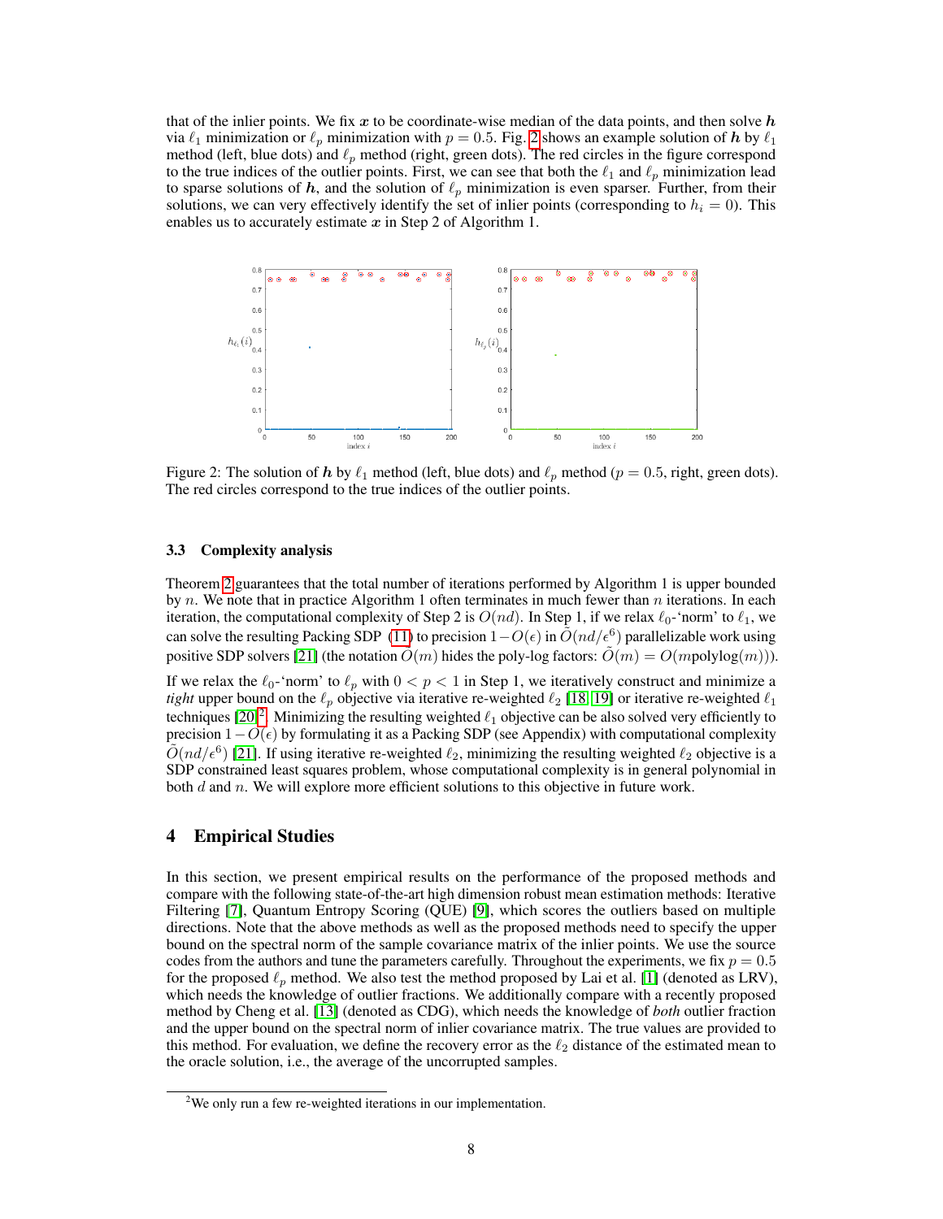that of the inlier points. We fix $\boldsymbol{x}$ to be coordinate-wise median of the data points, and then solve $\boldsymbol{h}$ via $\ell_1$ minimization or $\ell_p$ minimization with $p = 0.5$. Fig. 2 shows an example solution of $\boldsymbol{h}$ by $\ell_1$ method (left, blue dots) and $\ell_p$ method (right, green dots). The red circles in the figure correspond to the true indices of the outlier points. First, we can see that both the $\ell_1$ and $\ell_p$ minimization lead to sparse solutions of $\boldsymbol{h}$, and the solution of $\ell_p$ minimization is even sparser. Further, from their solutions, we can very effectively identify the set of inlier points (corresponding to $h_i = 0$). This enables us to accurately estimate $\boldsymbol{x}$ in Step 2 of Algorithm 1.

Figure 2: The solution of $\boldsymbol{h}$ by $\ell_1$ method (left, blue dots) and $\ell_p$ method ($p = 0.5$, right, green dots). The red circles correspond to the true indices of the outlier points.

### 3.3 Complexity analysis

Theorem 2 guarantees that the total number of iterations performed by Algorithm 1 is upper bounded by $n$. We note that in practice Algorithm 1 often terminates in much fewer than $n$ iterations. In each iteration, the computational complexity of Step 2 is $O(nd)$. In Step 1, if we relax $\ell_0$-'norm' to $\ell_1$, we can solve the resulting Packing SDP (11) to precision $1 - O(\epsilon)$ in $\tilde{O}(nd/\epsilon^6)$ parallelizable work using positive SDP solvers [21] (the notation $\tilde{O}(m)$ hides the poly-log factors: $\tilde{O}(m) = O(m\text{polylog}(m))$).

If we relax the $\ell_0$-'norm' to $\ell_p$ with $0 < p < 1$ in Step 1, we iteratively construct and minimize a *tight* upper bound on the $\ell_p$ objective via iterative re-weighted $\ell_2$ [18, 19] or iterative re-weighted $\ell_1$ techniques [20][2]. Minimizing the resulting weighted $\ell_1$ objective can be also solved very efficiently to precision $1 - O(\epsilon)$ by formulating it as a Packing SDP (see Appendix) with computational complexity $\tilde{O}(nd/\epsilon^6)$ [21]. If using iterative re-weighted $\ell_2$, minimizing the resulting weighted $\ell_2$ objective is a SDP constrained least squares problem, whose computational complexity is in general polynomial in both $d$ and $n$. We will explore more efficient solutions to this objective in future work.

## 4 Empirical Studies

In this section, we present empirical results on the performance of the proposed methods and compare with the following state-of-the-art high dimension robust mean estimation methods: Iterative Filtering [7], Quantum Entropy Scoring (QUE) [9], which scores the outliers based on multiple directions. Note that the above methods as well as the proposed methods need to specify the upper bound on the spectral norm of the sample covariance matrix of the inlier points. We use the source codes from the authors and tune the parameters carefully. Throughout the experiments, we fix $p = 0.5$ for the proposed $\ell_p$ method. We also test the method proposed by Lai et al. [1] (denoted as LRV), which needs the knowledge of outlier fractions. We additionally compare with a recently proposed method by Cheng et al. [13] (denoted as CDG), which needs the knowledge of *both* outlier fraction and the upper bound on the spectral norm of inlier covariance matrix. The true values are provided to this method. For evaluation, we define the recovery error as the $\ell_2$ distance of the estimated mean to the oracle solution, i.e., the average of the uncorrupted samples.

[2] We only run a few re-weighted iterations in our implementation.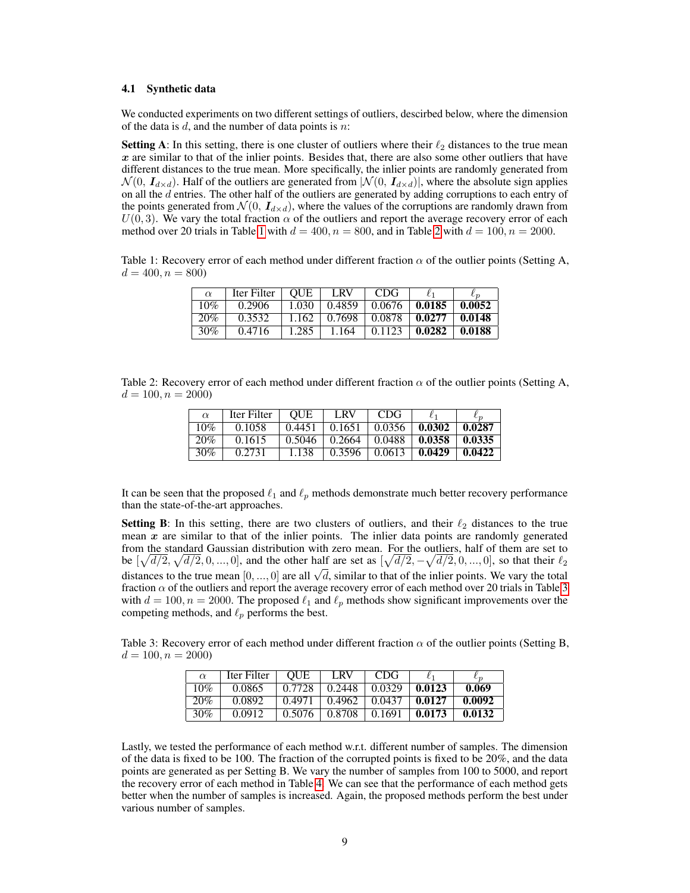### 4.1 Synthetic data

We conducted experiments on two different settings of outliers, descirbed below, where the dimension of the data is $d$, and the number of data points is $n$:

**Setting A**: In this setting, there is one cluster of outliers where their $\ell_2$ distances to the true mean $\boldsymbol{x}$ are similar to that of the inlier points. Besides that, there are also some other outliers that have different distances to the true mean. More specifically, the inlier points are randomly generated from $\mathcal{N}(0, \boldsymbol{I}_{d\times d})$. Half of the outliers are generated from $|\mathcal{N}(0, \boldsymbol{I}_{d\times d})|$, where the absolute sign applies on all the $d$ entries. The other half of the outliers are generated by adding corruptions to each entry of the points generated from $\mathcal{N}(0, \boldsymbol{I}_{d\times d})$, where the values of the corruptions are randomly drawn from $U(0, 3)$. We vary the total fraction $\alpha$ of the outliers and report the average recovery error of each method over 20 trials in Table 1 with $d = 400, n = 800$, and in Table 2 with $d = 100, n = 2000$.

Table 1: Recovery error of each method under different fraction $\alpha$ of the outlier points (Setting A, $d = 400, n = 800$)

| $\alpha$ | Iter Filter | QUE | LRV | CDG | $\ell_1$ | $\ell_p$ |
|---|---|---|---|---|---|---|
| 10% | 0.2906 | 1.030 | 0.4859 | 0.0676 | **0.0185** | **0.0052** |
| 20% | 0.3532 | 1.162 | 0.7698 | 0.0878 | **0.0277** | **0.0148** |
| 30% | 0.4716 | 1.285 | 1.164 | 0.1123 | **0.0282** | **0.0188** |

Table 2: Recovery error of each method under different fraction $\alpha$ of the outlier points (Setting A, $d = 100, n = 2000$)

| $\alpha$ | Iter Filter | QUE | LRV | CDG | $\ell_1$ | $\ell_p$ |
|---|---|---|---|---|---|---|
| 10% | 0.1058 | 0.4451 | 0.1651 | 0.0356 | **0.0302** | **0.0287** |
| 20% | 0.1615 | 0.5046 | 0.2664 | 0.0488 | **0.0358** | **0.0335** |
| 30% | 0.2731 | 1.138 | 0.3596 | 0.0613 | **0.0429** | **0.0422** |

It can be seen that the proposed $\ell_1$ and $\ell_p$ methods demonstrate much better recovery performance than the state-of-the-art approaches.

**Setting B**: In this setting, there are two clusters of outliers, and their $\ell_2$ distances to the true mean $\boldsymbol{x}$ are similar to that of the inlier points. The inlier data points are randomly generated from the standard Gaussian distribution with zero mean. For the outliers, half of them are set to be $[\sqrt{d/2}, \sqrt{d/2}, 0, ..., 0]$, and the other half are set as $[\sqrt{d/2}, -\sqrt{d/2}, 0, ..., 0]$, so that their $\ell_2$ distances to the true mean $[0, ..., 0]$ are all $\sqrt{d}$, similar to that of the inlier points. We vary the total fraction $\alpha$ of the outliers and report the average recovery error of each method over 20 trials in Table 3 with $d = 100, n = 2000$. The proposed $\ell_1$ and $\ell_p$ methods show significant improvements over the competing methods, and $\ell_p$ performs the best.

Table 3: Recovery error of each method under different fraction $\alpha$ of the outlier points (Setting B, $d = 100, n = 2000$)

| $\alpha$ | Iter Filter | QUE | LRV | CDG | $\ell_1$ | $\ell_p$ |
|---|---|---|---|---|---|---|
| 10% | 0.0865 | 0.7728 | 0.2448 | 0.0329 | **0.0123** | **0.069** |
| 20% | 0.0892 | 0.4971 | 0.4962 | 0.0437 | **0.0127** | **0.0092** |
| 30% | 0.0912 | 0.5076 | 0.8708 | 0.1691 | **0.0173** | **0.0132** |

Lastly, we tested the performance of each method w.r.t. different number of samples. The dimension of the data is fixed to be 100. The fraction of the corrupted points is fixed to be 20%, and the data points are generated as per Setting B. We vary the number of samples from 100 to 5000, and report the recovery error of each method in Table 4. We can see that the performance of each method gets better when the number of samples is increased. Again, the proposed methods perform the best under various number of samples.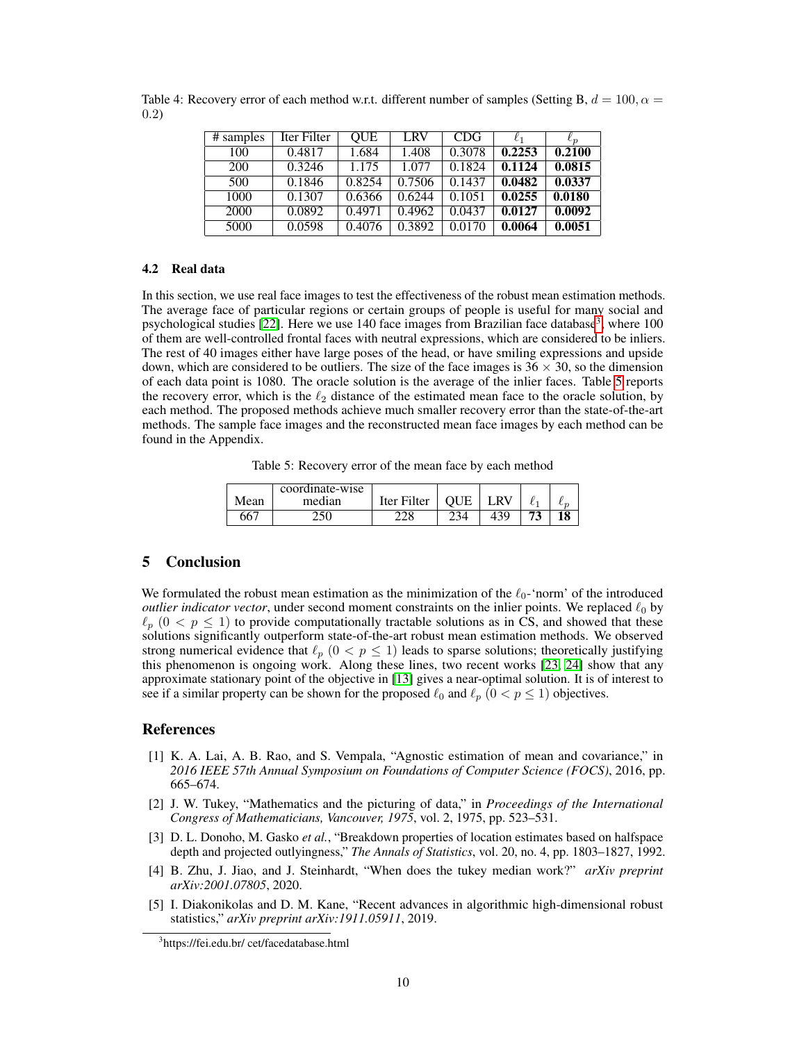Table 4: Recovery error of each method w.r.t. different number of samples (Setting B, $d = 100, \alpha = 0.2$)

| # samples | Iter Filter | QUE | LRV | CDG | $\ell_1$ | $\ell_p$ |
|---|---|---|---|---|---|---|
| 100 | 0.4817 | 1.684 | 1.408 | 0.3078 | **0.2253** | **0.2100** |
| 200 | 0.3246 | 1.175 | 1.077 | 0.1824 | **0.1124** | **0.0815** |
| 500 | 0.1846 | 0.8254 | 0.7506 | 0.1437 | **0.0482** | **0.0337** |
| 1000 | 0.1307 | 0.6366 | 0.6244 | 0.1051 | **0.0255** | **0.0180** |
| 2000 | 0.0892 | 0.4971 | 0.4962 | 0.0437 | **0.0127** | **0.0092** |
| 5000 | 0.0598 | 0.4076 | 0.3892 | 0.0170 | **0.0064** | **0.0051** |

### 4.2 Real data

In this section, we use real face images to test the effectiveness of the robust mean estimation methods. The average face of particular regions or certain groups of people is useful for many social and psychological studies [22]. Here we use 140 face images from Brazilian face database[3], where 100 of them are well-controlled frontal faces with neutral expressions, which are considered to be inliers. The rest of 40 images either have large poses of the head, or have smiling expressions and upside down, which are considered to be outliers. The size of the face images is $36 \times 30$, so the dimension of each data point is 1080. The oracle solution is the average of the inlier faces. Table 5 reports the recovery error, which is the $\ell_2$ distance of the estimated mean face to the oracle solution, by each method. The proposed methods achieve much smaller recovery error than the state-of-the-art methods. The sample face images and the reconstructed mean face images by each method can be found in the Appendix.

Table 5: Recovery error of the mean face by each method

| Mean | coordinate-wise median | Iter Filter | QUE | LRV | $\ell_1$ | $\ell_p$ |
|---|---|---|---|---|---|---|
| 667 | 250 | 228 | 234 | 439 | **73** | **18** |

## 5 Conclusion

We formulated the robust mean estimation as the minimization of the $\ell_0$-'norm' of the introduced *outlier indicator vector*, under second moment constraints on the inlier points. We replaced $\ell_0$ by $\ell_p$ $(0 < p \leq 1)$ to provide computationally tractable solutions as in CS, and showed that these solutions significantly outperform state-of-the-art robust mean estimation methods. We observed strong numerical evidence that $\ell_p$ $(0 < p \leq 1)$ leads to sparse solutions; theoretically justifying this phenomenon is ongoing work. Along these lines, two recent works [23, 24] show that any approximate stationary point of the objective in [13] gives a near-optimal solution. It is of interest to see if a similar property can be shown for the proposed $\ell_0$ and $\ell_p$ $(0 < p \leq 1)$ objectives.

## References

[1] K. A. Lai, A. B. Rao, and S. Vempala, "Agnostic estimation of mean and covariance," in *2016 IEEE 57th Annual Symposium on Foundations of Computer Science (FOCS)*, 2016, pp. 665–674.

[2] J. W. Tukey, "Mathematics and the picturing of data," in *Proceedings of the International Congress of Mathematicians, Vancouver, 1975*, vol. 2, 1975, pp. 523–531.

[3] D. L. Donoho, M. Gasko *et al.*, "Breakdown properties of location estimates based on halfspace depth and projected outlyingness," *The Annals of Statistics*, vol. 20, no. 4, pp. 1803–1827, 1992.

[4] B. Zhu, J. Jiao, and J. Steinhardt, "When does the tukey median work?" *arXiv preprint arXiv:2001.07805*, 2020.

[5] I. Diakonikolas and D. M. Kane, "Recent advances in algorithmic high-dimensional robust statistics," *arXiv preprint arXiv:1911.05911*, 2019.

[3] https://fei.edu.br/ cet/facedatabase.html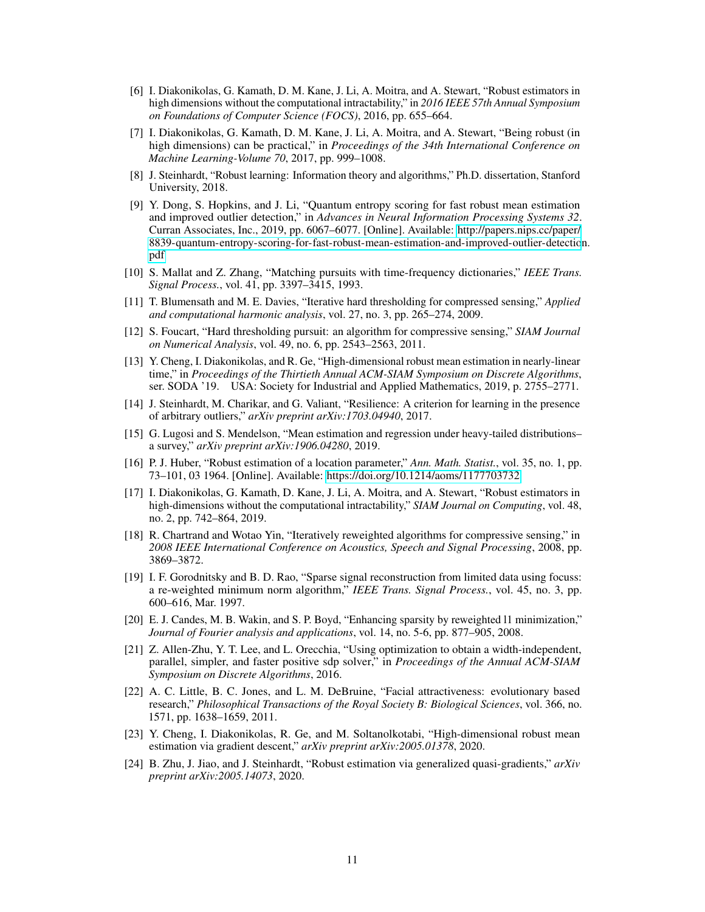[6] I. Diakonikolas, G. Kamath, D. M. Kane, J. Li, A. Moitra, and A. Stewart, "Robust estimators in high dimensions without the computational intractability," in *2016 IEEE 57th Annual Symposium on Foundations of Computer Science (FOCS)*, 2016, pp. 655–664.

[7] I. Diakonikolas, G. Kamath, D. M. Kane, J. Li, A. Moitra, and A. Stewart, "Being robust (in high dimensions) can be practical," in *Proceedings of the 34th International Conference on Machine Learning-Volume 70*, 2017, pp. 999–1008.

[8] J. Steinhardt, "Robust learning: Information theory and algorithms," Ph.D. dissertation, Stanford University, 2018.

[9] Y. Dong, S. Hopkins, and J. Li, "Quantum entropy scoring for fast robust mean estimation and improved outlier detection," in *Advances in Neural Information Processing Systems 32*. Curran Associates, Inc., 2019, pp. 6067–6077. [Online]. Available: http://papers.nips.cc/paper/8839-quantum-entropy-scoring-for-fast-robust-mean-estimation-and-improved-outlier-detection.pdf

[10] S. Mallat and Z. Zhang, "Matching pursuits with time-frequency dictionaries," *IEEE Trans. Signal Process.*, vol. 41, pp. 3397–3415, 1993.

[11] T. Blumensath and M. E. Davies, "Iterative hard thresholding for compressed sensing," *Applied and computational harmonic analysis*, vol. 27, no. 3, pp. 265–274, 2009.

[12] S. Foucart, "Hard thresholding pursuit: an algorithm for compressive sensing," *SIAM Journal on Numerical Analysis*, vol. 49, no. 6, pp. 2543–2563, 2011.

[13] Y. Cheng, I. Diakonikolas, and R. Ge, "High-dimensional robust mean estimation in nearly-linear time," in *Proceedings of the Thirtieth Annual ACM-SIAM Symposium on Discrete Algorithms*, ser. SODA '19. USA: Society for Industrial and Applied Mathematics, 2019, p. 2755–2771.

[14] J. Steinhardt, M. Charikar, and G. Valiant, "Resilience: A criterion for learning in the presence of arbitrary outliers," *arXiv preprint arXiv:1703.04940*, 2017.

[15] G. Lugosi and S. Mendelson, "Mean estimation and regression under heavy-tailed distributions–a survey," *arXiv preprint arXiv:1906.04280*, 2019.

[16] P. J. Huber, "Robust estimation of a location parameter," *Ann. Math. Statist.*, vol. 35, no. 1, pp. 73–101, 03 1964. [Online]. Available: https://doi.org/10.1214/aoms/1177703732

[17] I. Diakonikolas, G. Kamath, D. Kane, J. Li, A. Moitra, and A. Stewart, "Robust estimators in high-dimensions without the computational intractability," *SIAM Journal on Computing*, vol. 48, no. 2, pp. 742–864, 2019.

[18] R. Chartrand and Wotao Yin, "Iteratively reweighted algorithms for compressive sensing," in *2008 IEEE International Conference on Acoustics, Speech and Signal Processing*, 2008, pp. 3869–3872.

[19] I. F. Gorodnitsky and B. D. Rao, "Sparse signal reconstruction from limited data using focuss: a re-weighted minimum norm algorithm," *IEEE Trans. Signal Process.*, vol. 45, no. 3, pp. 600–616, Mar. 1997.

[20] E. J. Candes, M. B. Wakin, and S. P. Boyd, "Enhancing sparsity by reweighted l1 minimization," *Journal of Fourier analysis and applications*, vol. 14, no. 5-6, pp. 877–905, 2008.

[21] Z. Allen-Zhu, Y. T. Lee, and L. Orecchia, "Using optimization to obtain a width-independent, parallel, simpler, and faster positive sdp solver," in *Proceedings of the Annual ACM-SIAM Symposium on Discrete Algorithms*, 2016.

[22] A. C. Little, B. C. Jones, and L. M. DeBruine, "Facial attractiveness: evolutionary based research," *Philosophical Transactions of the Royal Society B: Biological Sciences*, vol. 366, no. 1571, pp. 1638–1659, 2011.

[23] Y. Cheng, I. Diakonikolas, R. Ge, and M. Soltanolkotabi, "High-dimensional robust mean estimation via gradient descent," *arXiv preprint arXiv:2005.01378*, 2020.

[24] B. Zhu, J. Jiao, and J. Steinhardt, "Robust estimation via generalized quasi-gradients," *arXiv preprint arXiv:2005.14073*, 2020.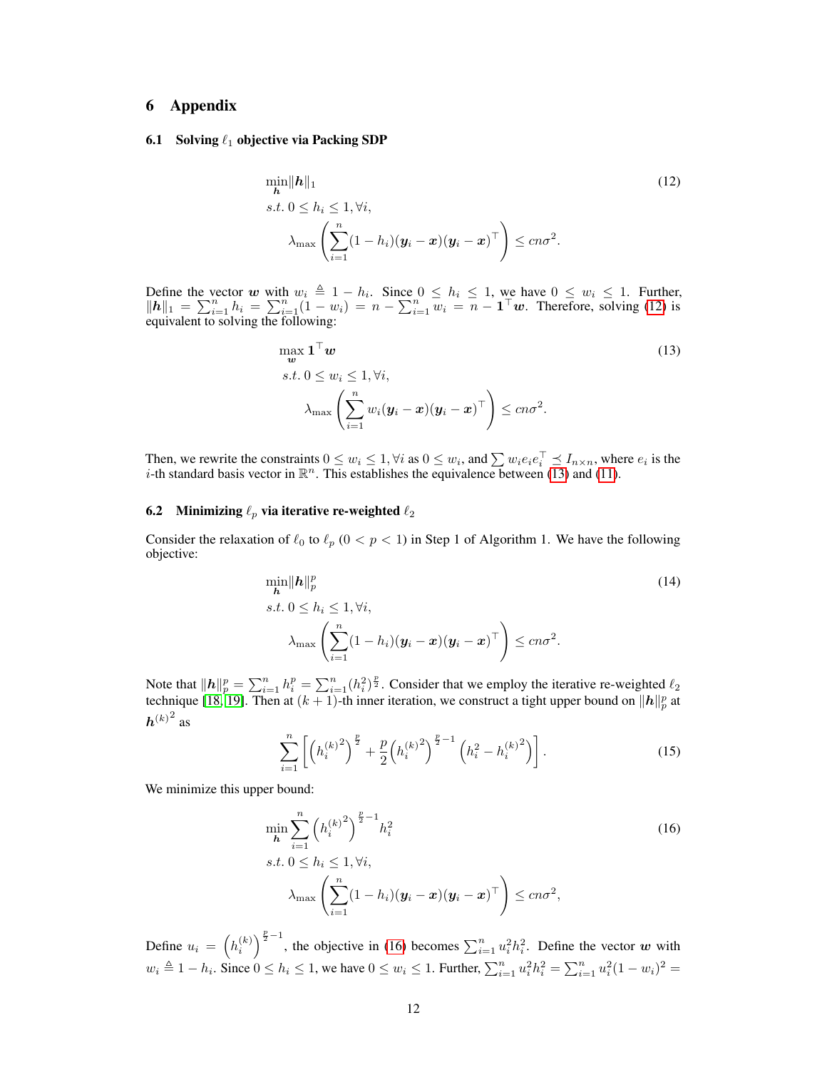# 6 Appendix

## 6.1 Solving $\ell_1$ objective via Packing SDP

$$
\begin{aligned}
&\min_{\boldsymbol{h}} \|\boldsymbol{h}\|_1 \\
&s.t.\ 0 \le h_i \le 1, \forall i, \\
&\quad \lambda_{\max}\left(\sum_{i=1}^{n}(1-h_i)(\boldsymbol{y}_i - \boldsymbol{x})(\boldsymbol{y}_i - \boldsymbol{x})^\top\right) \le cn\sigma^2.
\end{aligned}
\tag{12}
$$

Define the vector $\boldsymbol{w}$ with $w_i \triangleq 1 - h_i$. Since $0 \le h_i \le 1$, we have $0 \le w_i \le 1$. Further, $\|\boldsymbol{h}\|_1 = \sum_{i=1}^n h_i = \sum_{i=1}^n (1 - w_i) = n - \sum_{i=1}^n w_i = n - \mathbf{1}^\top \boldsymbol{w}$. Therefore, solving (12) is equivalent to solving the following:

$$
\begin{aligned}
&\max_{\boldsymbol{w}} \mathbf{1}^\top \boldsymbol{w} \\
&s.t.\ 0 \le w_i \le 1, \forall i, \\
&\quad \lambda_{\max}\left(\sum_{i=1}^{n} w_i(\boldsymbol{y}_i - \boldsymbol{x})(\boldsymbol{y}_i - \boldsymbol{x})^\top\right) \le cn\sigma^2.
\end{aligned}
\tag{13}
$$

Then, we rewrite the constraints $0 \le w_i \le 1, \forall i$ as $0 \le w_i$, and $\sum w_i e_i e_i^\top \preceq I_{n\times n}$, where $e_i$ is the $i$-th standard basis vector in $\mathbb{R}^n$. This establishes the equivalence between (13) and (11).

## 6.2 Minimizing $\ell_p$ via iterative re-weighted $\ell_2$

Consider the relaxation of $\ell_0$ to $\ell_p$ ($0 < p < 1$) in Step 1 of Algorithm 1. We have the following objective:

$$
\begin{aligned}
&\min_{\boldsymbol{h}} \|\boldsymbol{h}\|_p^p \\
&s.t.\ 0 \le h_i \le 1, \forall i, \\
&\quad \lambda_{\max}\left(\sum_{i=1}^{n}(1-h_i)(\boldsymbol{y}_i - \boldsymbol{x})(\boldsymbol{y}_i - \boldsymbol{x})^\top\right) \le cn\sigma^2.
\end{aligned}
\tag{14}
$$

Note that $\|\boldsymbol{h}\|_p^p = \sum_{i=1}^n h_i^p = \sum_{i=1}^n (h_i^2)^{\frac{p}{2}}$. Consider that we employ the iterative re-weighted $\ell_2$ technique [18, 19]. Then at $(k+1)$-th inner iteration, we construct a tight upper bound on $\|\boldsymbol{h}\|_p^p$ at ${\boldsymbol{h}^{(k)}}^2$ as

$$
\sum_{i=1}^{n}\left[\left({h_i^{(k)}}^2\right)^{\frac{p}{2}} + \frac{p}{2}\left({h_i^{(k)}}^2\right)^{\frac{p}{2}-1}\left(h_i^2 - {h_i^{(k)}}^2\right)\right].
\tag{15}
$$

We minimize this upper bound:

$$
\begin{aligned}
&\min_{\boldsymbol{h}} \sum_{i=1}^{n}\left({h_i^{(k)}}^2\right)^{\frac{p}{2}-1} h_i^2 \\
&s.t.\ 0 \le h_i \le 1, \forall i, \\
&\quad \lambda_{\max}\left(\sum_{i=1}^{n}(1-h_i)(\boldsymbol{y}_i - \boldsymbol{x})(\boldsymbol{y}_i - \boldsymbol{x})^\top\right) \le cn\sigma^2,
\end{aligned}
\tag{16}
$$

Define $u_i = \left(h_i^{(k)}\right)^{\frac{p}{2}-1}$, the objective in (16) becomes $\sum_{i=1}^n u_i^2 h_i^2$. Define the vector $\boldsymbol{w}$ with $w_i \triangleq 1 - h_i$. Since $0 \le h_i \le 1$, we have $0 \le w_i \le 1$. Further, $\sum_{i=1}^n u_i^2 h_i^2 = \sum_{i=1}^n u_i^2 (1 - w_i)^2 =$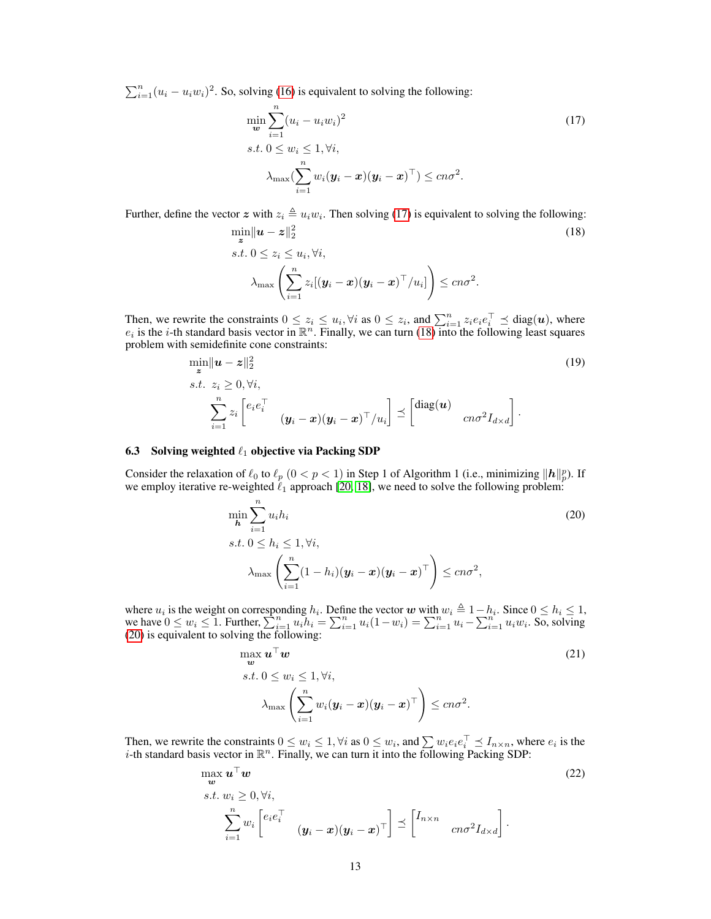$\sum_{i=1}^{n}(u_i - u_i w_i)^2$. So, solving (16) is equivalent to solving the following:

$$
\begin{aligned}
&\min_{\boldsymbol{w}} \sum_{i=1}^{n}(u_i - u_i w_i)^2 \\
&s.t.\ 0 \leq w_i \leq 1, \forall i, \\
&\qquad \lambda_{\max}\big(\sum_{i=1}^{n} w_i (\boldsymbol{y}_i - \boldsymbol{x})(\boldsymbol{y}_i - \boldsymbol{x})^\top\big) \leq cn\sigma^2.
\end{aligned}
\tag{17}
$$

Further, define the vector $\boldsymbol{z}$ with $z_i \triangleq u_i w_i$. Then solving (17) is equivalent to solving the following:

$$
\begin{aligned}
&\min_{\boldsymbol{z}} \|\boldsymbol{u} - \boldsymbol{z}\|_2^2 \\
&s.t.\ 0 \leq z_i \leq u_i, \forall i, \\
&\qquad \lambda_{\max}\left(\sum_{i=1}^{n} z_i [(\boldsymbol{y}_i - \boldsymbol{x})(\boldsymbol{y}_i - \boldsymbol{x})^\top / u_i]\right) \leq cn\sigma^2.
\end{aligned}
\tag{18}
$$

Then, we rewrite the constraints $0 \leq z_i \leq u_i, \forall i$ as $0 \leq z_i$, and $\sum_{i=1}^{n} z_i e_i e_i^\top \preceq \mathrm{diag}(\boldsymbol{u})$, where $e_i$ is the $i$-th standard basis vector in $\mathbb{R}^n$. Finally, we can turn (18) into the following least squares problem with semidefinite cone constraints:

$$
\begin{aligned}
&\min_{\boldsymbol{z}} \|\boldsymbol{u} - \boldsymbol{z}\|_2^2 \\
&s.t.\ \ z_i \geq 0, \forall i, \\
&\qquad \sum_{i=1}^{n} z_i \begin{bmatrix} e_i e_i^\top & \\ & (\boldsymbol{y}_i - \boldsymbol{x})(\boldsymbol{y}_i - \boldsymbol{x})^\top / u_i \end{bmatrix} \preceq \begin{bmatrix} \mathrm{diag}(\boldsymbol{u}) & \\ & cn\sigma^2 I_{d\times d} \end{bmatrix}.
\end{aligned}
\tag{19}
$$

### 6.3 Solving weighted $\ell_1$ objective via Packing SDP

Consider the relaxation of $\ell_0$ to $\ell_p$ $(0 < p < 1)$ in Step 1 of Algorithm 1 (i.e., minimizing $\|\boldsymbol{h}\|_p^p$). If we employ iterative re-weighted $\ell_1$ approach [20, 18], we need to solve the following problem:

$$
\begin{aligned}
&\min_{\boldsymbol{h}} \sum_{i=1}^{n} u_i h_i \\
&s.t.\ 0 \leq h_i \leq 1, \forall i, \\
&\qquad \lambda_{\max}\left(\sum_{i=1}^{n} (1 - h_i)(\boldsymbol{y}_i - \boldsymbol{x})(\boldsymbol{y}_i - \boldsymbol{x})^\top\right) \leq cn\sigma^2,
\end{aligned}
\tag{20}
$$

where $u_i$ is the weight on corresponding $h_i$. Define the vector $\boldsymbol{w}$ with $w_i \triangleq 1 - h_i$. Since $0 \leq h_i \leq 1$, we have $0 \leq w_i \leq 1$. Further, $\sum_{i=1}^{n} u_i h_i = \sum_{i=1}^{n} u_i(1 - w_i) = \sum_{i=1}^{n} u_i - \sum_{i=1}^{n} u_i w_i$. So, solving (20) is equivalent to solving the following:

$$
\begin{aligned}
&\max_{\boldsymbol{w}} \boldsymbol{u}^\top \boldsymbol{w} \\
&s.t.\ 0 \leq w_i \leq 1, \forall i, \\
&\qquad \lambda_{\max}\left(\sum_{i=1}^{n} w_i (\boldsymbol{y}_i - \boldsymbol{x})(\boldsymbol{y}_i - \boldsymbol{x})^\top\right) \leq cn\sigma^2.
\end{aligned}
\tag{21}
$$

Then, we rewrite the constraints $0 \leq w_i \leq 1, \forall i$ as $0 \leq w_i$, and $\sum w_i e_i e_i^\top \preceq I_{n\times n}$, where $e_i$ is the $i$-th standard basis vector in $\mathbb{R}^n$. Finally, we can turn it into the following Packing SDP:

$$
\begin{aligned}
&\max_{\boldsymbol{w}} \boldsymbol{u}^\top \boldsymbol{w} \\
&s.t.\ w_i \geq 0, \forall i, \\
&\qquad \sum_{i=1}^{n} w_i \begin{bmatrix} e_i e_i^\top & \\ & (\boldsymbol{y}_i - \boldsymbol{x})(\boldsymbol{y}_i - \boldsymbol{x})^\top \end{bmatrix} \preceq \begin{bmatrix} I_{n\times n} & \\ & cn\sigma^2 I_{d\times d} \end{bmatrix}.
\end{aligned}
\tag{22}
$$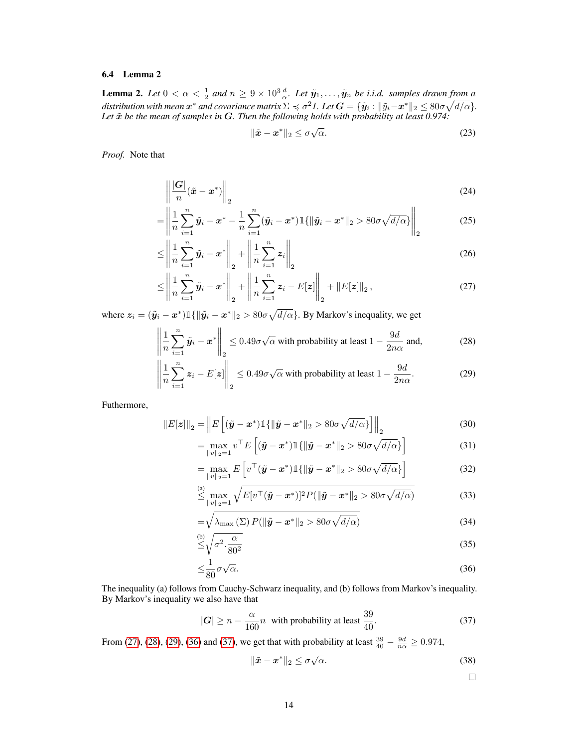### 6.4 Lemma 2

**Lemma 2.** *Let $0 < \alpha < \frac{1}{2}$ and $n \geq 9 \times 10^3 \frac{d}{\alpha}$. Let $\tilde{\boldsymbol{y}}_1, \ldots, \tilde{\boldsymbol{y}}_n$ be i.i.d. samples drawn from a distribution with mean $\boldsymbol{x}^*$ and covariance matrix $\Sigma \preccurlyeq \sigma^2 I$. Let $\boldsymbol{G} = \{\tilde{\boldsymbol{y}}_i : \|\tilde{y}_i - \boldsymbol{x}^*\|_2 \leq 80\sigma\sqrt{d/\alpha}\}$. Let $\tilde{\boldsymbol{x}}$ be the mean of samples in $\boldsymbol{G}$. Then the following holds with probability at least 0.974:*

$$\|\tilde{\boldsymbol{x}} - \boldsymbol{x}^*\|_2 \leq \sigma\sqrt{\alpha}. \tag{23}$$

*Proof.* Note that

$$\left\| \frac{|\boldsymbol{G}|}{n}(\tilde{\boldsymbol{x}} - \boldsymbol{x}^*) \right\|_2 \tag{24}$$

$$= \left\| \frac{1}{n}\sum_{i=1}^{n} \tilde{\boldsymbol{y}}_i - \boldsymbol{x}^* - \frac{1}{n}\sum_{i=1}^{n}(\tilde{\boldsymbol{y}}_i - \boldsymbol{x}^*)\mathbb{1}\{\|\tilde{\boldsymbol{y}}_i - \boldsymbol{x}^*\|_2 > 80\sigma\sqrt{d/\alpha}\} \right\|_2 \tag{25}$$

$$\leq \left\| \frac{1}{n}\sum_{i=1}^{n} \tilde{\boldsymbol{y}}_i - \boldsymbol{x}^* \right\|_2 + \left\| \frac{1}{n}\sum_{i=1}^{n} \boldsymbol{z}_i \right\|_2 \tag{26}$$

$$\leq \left\| \frac{1}{n}\sum_{i=1}^{n} \tilde{\boldsymbol{y}}_i - \boldsymbol{x}^* \right\|_2 + \left\| \frac{1}{n}\sum_{i=1}^{n} \boldsymbol{z}_i - E[\boldsymbol{z}] \right\|_2 + \|E[\boldsymbol{z}]\|_2, \tag{27}$$

where $\boldsymbol{z}_i = (\tilde{\boldsymbol{y}}_i - \boldsymbol{x}^*)\mathbb{1}\{\|\tilde{\boldsymbol{y}}_i - \boldsymbol{x}^*\|_2 > 80\sigma\sqrt{d/\alpha}\}$. By Markov's inequality, we get

$$\left\| \frac{1}{n}\sum_{i=1}^{n} \tilde{\boldsymbol{y}}_i - \boldsymbol{x}^* \right\|_2 \leq 0.49\sigma\sqrt{\alpha} \text{ with probability at least } 1 - \frac{9d}{2n\alpha} \text{ and,} \tag{28}$$

$$\left\| \frac{1}{n}\sum_{i=1}^{n} \boldsymbol{z}_i - E[\boldsymbol{z}] \right\|_2 \leq 0.49\sigma\sqrt{\alpha} \text{ with probability at least } 1 - \frac{9d}{2n\alpha}. \tag{29}$$

Futhermore,

$$\|E[\boldsymbol{z}]\|_2 = \left\| E\left[(\tilde{\boldsymbol{y}} - \boldsymbol{x}^*)\mathbb{1}\{\|\tilde{\boldsymbol{y}} - \boldsymbol{x}^*\|_2 > 80\sigma\sqrt{d/\alpha}\}\right] \right\|_2 \tag{30}$$

$$= \max_{\|v\|_2=1} v^\top E\left[(\tilde{\boldsymbol{y}} - \boldsymbol{x}^*)\mathbb{1}\{\|\tilde{\boldsymbol{y}} - \boldsymbol{x}^*\|_2 > 80\sigma\sqrt{d/\alpha}\}\right] \tag{31}$$

$$= \max_{\|v\|_2=1} E\left[v^\top(\tilde{\boldsymbol{y}} - \boldsymbol{x}^*)\mathbb{1}\{\|\tilde{\boldsymbol{y}} - \boldsymbol{x}^*\|_2 > 80\sigma\sqrt{d/\alpha}\}\right] \tag{32}$$

$$\overset{\text{(a)}}{\leq} \max_{\|v\|_2=1} \sqrt{E[v^\top(\tilde{\boldsymbol{y}} - \boldsymbol{x}^*)]^2 P(\|\tilde{\boldsymbol{y}} - \boldsymbol{x}^*\|_2 > 80\sigma\sqrt{d/\alpha})} \tag{33}$$

$$= \sqrt{\lambda_{\max}(\Sigma)\, P(\|\tilde{\boldsymbol{y}} - \boldsymbol{x}^*\|_2 > 80\sigma\sqrt{d/\alpha})} \tag{34}$$

$$\overset{\text{(b)}}{\leq} \sqrt{\sigma^2 . \frac{\alpha}{80^2}} \tag{35}$$

$$\leq \frac{1}{80}\sigma\sqrt{\alpha}. \tag{36}$$

The inequality (a) follows from Cauchy-Schwarz inequality, and (b) follows from Markov's inequality. By Markov's inequality we also have that

$$|\boldsymbol{G}| \geq n - \frac{\alpha}{160}n \;\text{ with probability at least } \frac{39}{40}. \tag{37}$$

From (27), (28), (29), (36) and (37), we get that with probability at least $\frac{39}{40} - \frac{9d}{n\alpha} \geq 0.974$,

$$\|\tilde{\boldsymbol{x}} - \boldsymbol{x}^*\|_2 \leq \sigma\sqrt{\alpha}. \tag{38}$$

□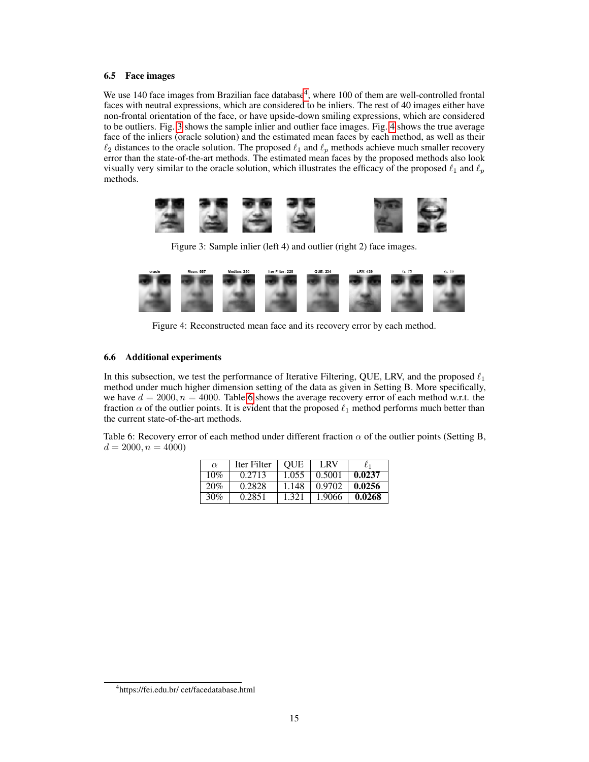### 6.5 Face images

We use 140 face images from Brazilian face database[4], where 100 of them are well-controlled frontal faces with neutral expressions, which are considered to be inliers. The rest of 40 images either have non-frontal orientation of the face, or have upside-down smiling expressions, which are considered to be outliers. Fig. 3 shows the sample inlier and outlier face images. Fig. 4 shows the true average face of the inliers (oracle solution) and the estimated mean faces by each method, as well as their $\ell_2$ distances to the oracle solution. The proposed $\ell_1$ and $\ell_p$ methods achieve much smaller recovery error than the state-of-the-art methods. The estimated mean faces by the proposed methods also look visually very similar to the oracle solution, which illustrates the efficacy of the proposed $\ell_1$ and $\ell_p$ methods.

Figure 3: Sample inlier (left 4) and outlier (right 2) face images.

oracle
Mean: 667
Median: 250
Iter Filter: 228
QUE: 234
LRV: 439
$\ell_1$: 73
$\ell_p$: 18

Figure 4: Reconstructed mean face and its recovery error by each method.

### 6.6 Additional experiments

In this subsection, we test the performance of Iterative Filtering, QUE, LRV, and the proposed $\ell_1$ method under much higher dimension setting of the data as given in Setting B. More specifically, we have $d = 2000, n = 4000$. Table 6 shows the average recovery error of each method w.r.t. the fraction $\alpha$ of the outlier points. It is evident that the proposed $\ell_1$ method performs much better than the current state-of-the-art methods.

Table 6: Recovery error of each method under different fraction $\alpha$ of the outlier points (Setting B, $d = 2000, n = 4000$)

| $\alpha$ | Iter Filter | QUE | LRV | $\ell_1$ |
|---|---|---|---|---|
| 10% | 0.2713 | 1.055 | 0.5001 | **0.0237** |
| 20% | 0.2828 | 1.148 | 0.9702 | **0.0256** |
| 30% | 0.2851 | 1.321 | 1.9066 | **0.0268** |

[4] https://fei.edu.br/ cet/facedatabase.html